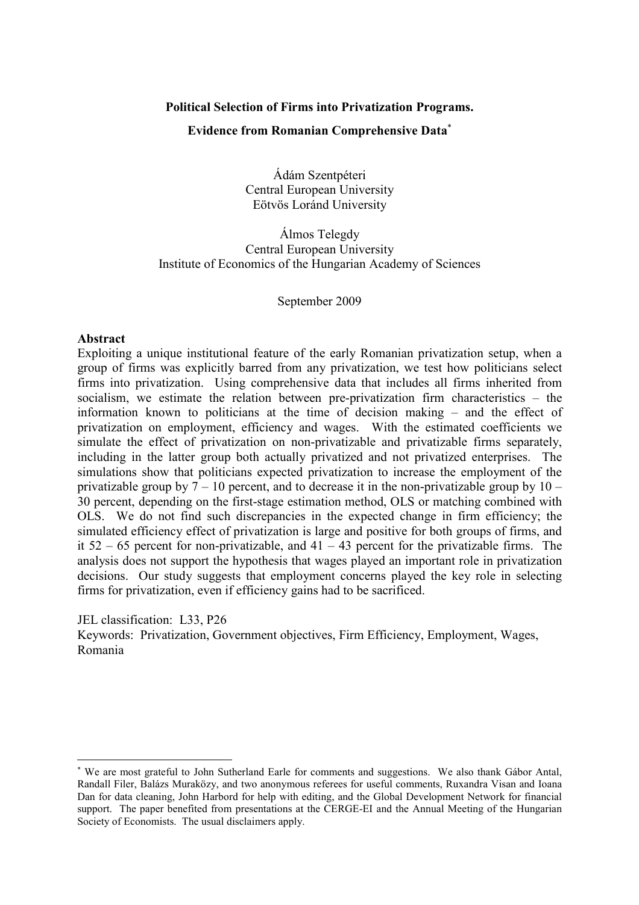**Political Selection of Firms into Privatization Programs.**

**Evidence from Romanian Comprehensive Data**[*]

Ádám Szentpéteri
Central European University
Eötvös Loránd University

Álmos Telegdy
Central European University
Institute of Economics of the Hungarian Academy of Sciences

September 2009

**Abstract**

Exploiting a unique institutional feature of the early Romanian privatization setup, when a group of firms was explicitly barred from any privatization, we test how politicians select firms into privatization. Using comprehensive data that includes all firms inherited from socialism, we estimate the relation between pre-privatization firm characteristics – the information known to politicians at the time of decision making – and the effect of privatization on employment, efficiency and wages. With the estimated coefficients we simulate the effect of privatization on non-privatizable and privatizable firms separately, including in the latter group both actually privatized and not privatized enterprises. The simulations show that politicians expected privatization to increase the employment of the privatizable group by 7 – 10 percent, and to decrease it in the non-privatizable group by 10 – 30 percent, depending on the first-stage estimation method, OLS or matching combined with OLS. We do not find such discrepancies in the expected change in firm efficiency; the simulated efficiency effect of privatization is large and positive for both groups of firms, and it 52 – 65 percent for non-privatizable, and 41 – 43 percent for the privatizable firms. The analysis does not support the hypothesis that wages played an important role in privatization decisions. Our study suggests that employment concerns played the key role in selecting firms for privatization, even if efficiency gains had to be sacrificed.

JEL classification: L33, P26

Keywords: Privatization, Government objectives, Firm Efficiency, Employment, Wages, Romania

---

[*] We are most grateful to John Sutherland Earle for comments and suggestions. We also thank Gábor Antal, Randall Filer, Balázs Muraközy, and two anonymous referees for useful comments, Ruxandra Visan and Ioana Dan for data cleaning, John Harbord for help with editing, and the Global Development Network for financial support. The paper benefited from presentations at the CERGE-EI and the Annual Meeting of the Hungarian Society of Economists. The usual disclaimers apply.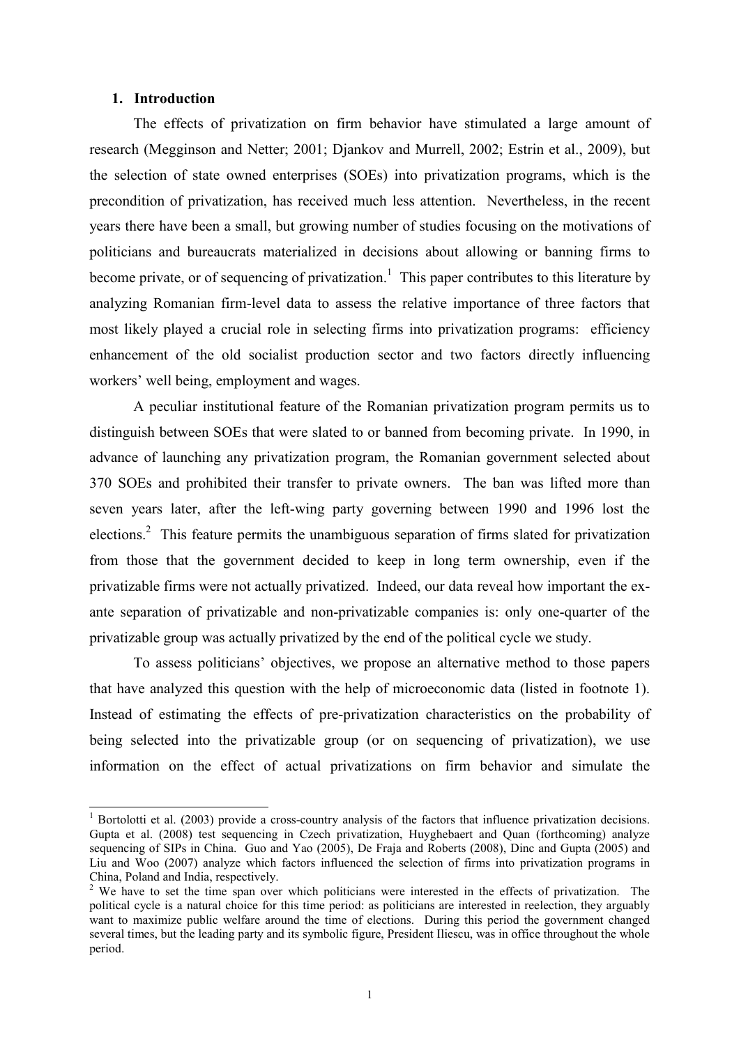## 1. Introduction

The effects of privatization on firm behavior have stimulated a large amount of research (Megginson and Netter; 2001; Djankov and Murrell, 2002; Estrin et al., 2009), but the selection of state owned enterprises (SOEs) into privatization programs, which is the precondition of privatization, has received much less attention. Nevertheless, in the recent years there have been a small, but growing number of studies focusing on the motivations of politicians and bureaucrats materialized in decisions about allowing or banning firms to become private, or of sequencing of privatization.[1] This paper contributes to this literature by analyzing Romanian firm-level data to assess the relative importance of three factors that most likely played a crucial role in selecting firms into privatization programs: efficiency enhancement of the old socialist production sector and two factors directly influencing workers' well being, employment and wages.

A peculiar institutional feature of the Romanian privatization program permits us to distinguish between SOEs that were slated to or banned from becoming private. In 1990, in advance of launching any privatization program, the Romanian government selected about 370 SOEs and prohibited their transfer to private owners. The ban was lifted more than seven years later, after the left-wing party governing between 1990 and 1996 lost the elections.[2] This feature permits the unambiguous separation of firms slated for privatization from those that the government decided to keep in long term ownership, even if the privatizable firms were not actually privatized. Indeed, our data reveal how important the ex-ante separation of privatizable and non-privatizable companies is: only one-quarter of the privatizable group was actually privatized by the end of the political cycle we study.

To assess politicians' objectives, we propose an alternative method to those papers that have analyzed this question with the help of microeconomic data (listed in footnote 1). Instead of estimating the effects of pre-privatization characteristics on the probability of being selected into the privatizable group (or on sequencing of privatization), we use information on the effect of actual privatizations on firm behavior and simulate the

---

[1] Bortolotti et al. (2003) provide a cross-country analysis of the factors that influence privatization decisions. Gupta et al. (2008) test sequencing in Czech privatization, Huyghebaert and Quan (forthcoming) analyze sequencing of SIPs in China. Guo and Yao (2005), De Fraja and Roberts (2008), Dinc and Gupta (2005) and Liu and Woo (2007) analyze which factors influenced the selection of firms into privatization programs in China, Poland and India, respectively.

[2] We have to set the time span over which politicians were interested in the effects of privatization. The political cycle is a natural choice for this time period: as politicians are interested in reelection, they arguably want to maximize public welfare around the time of elections. During this period the government changed several times, but the leading party and its symbolic figure, President Iliescu, was in office throughout the whole period.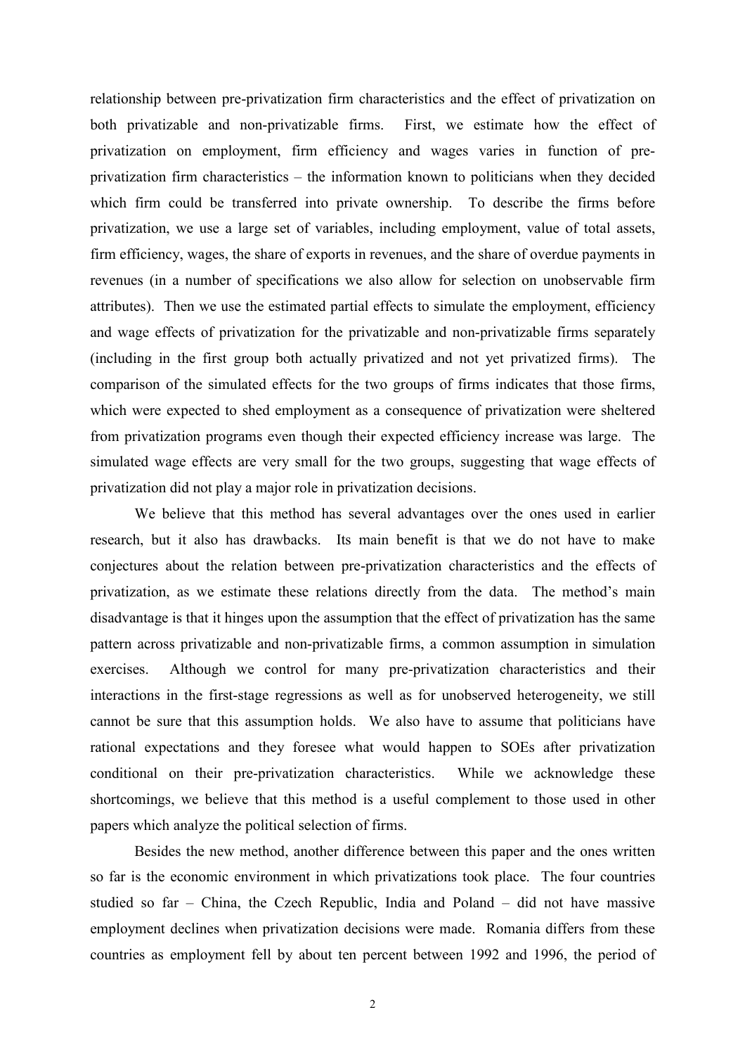relationship between pre-privatization firm characteristics and the effect of privatization on both privatizable and non-privatizable firms. First, we estimate how the effect of privatization on employment, firm efficiency and wages varies in function of pre-privatization firm characteristics – the information known to politicians when they decided which firm could be transferred into private ownership. To describe the firms before privatization, we use a large set of variables, including employment, value of total assets, firm efficiency, wages, the share of exports in revenues, and the share of overdue payments in revenues (in a number of specifications we also allow for selection on unobservable firm attributes). Then we use the estimated partial effects to simulate the employment, efficiency and wage effects of privatization for the privatizable and non-privatizable firms separately (including in the first group both actually privatized and not yet privatized firms). The comparison of the simulated effects for the two groups of firms indicates that those firms, which were expected to shed employment as a consequence of privatization were sheltered from privatization programs even though their expected efficiency increase was large. The simulated wage effects are very small for the two groups, suggesting that wage effects of privatization did not play a major role in privatization decisions.

We believe that this method has several advantages over the ones used in earlier research, but it also has drawbacks. Its main benefit is that we do not have to make conjectures about the relation between pre-privatization characteristics and the effects of privatization, as we estimate these relations directly from the data. The method's main disadvantage is that it hinges upon the assumption that the effect of privatization has the same pattern across privatizable and non-privatizable firms, a common assumption in simulation exercises. Although we control for many pre-privatization characteristics and their interactions in the first-stage regressions as well as for unobserved heterogeneity, we still cannot be sure that this assumption holds. We also have to assume that politicians have rational expectations and they foresee what would happen to SOEs after privatization conditional on their pre-privatization characteristics. While we acknowledge these shortcomings, we believe that this method is a useful complement to those used in other papers which analyze the political selection of firms.

Besides the new method, another difference between this paper and the ones written so far is the economic environment in which privatizations took place. The four countries studied so far – China, the Czech Republic, India and Poland – did not have massive employment declines when privatization decisions were made. Romania differs from these countries as employment fell by about ten percent between 1992 and 1996, the period of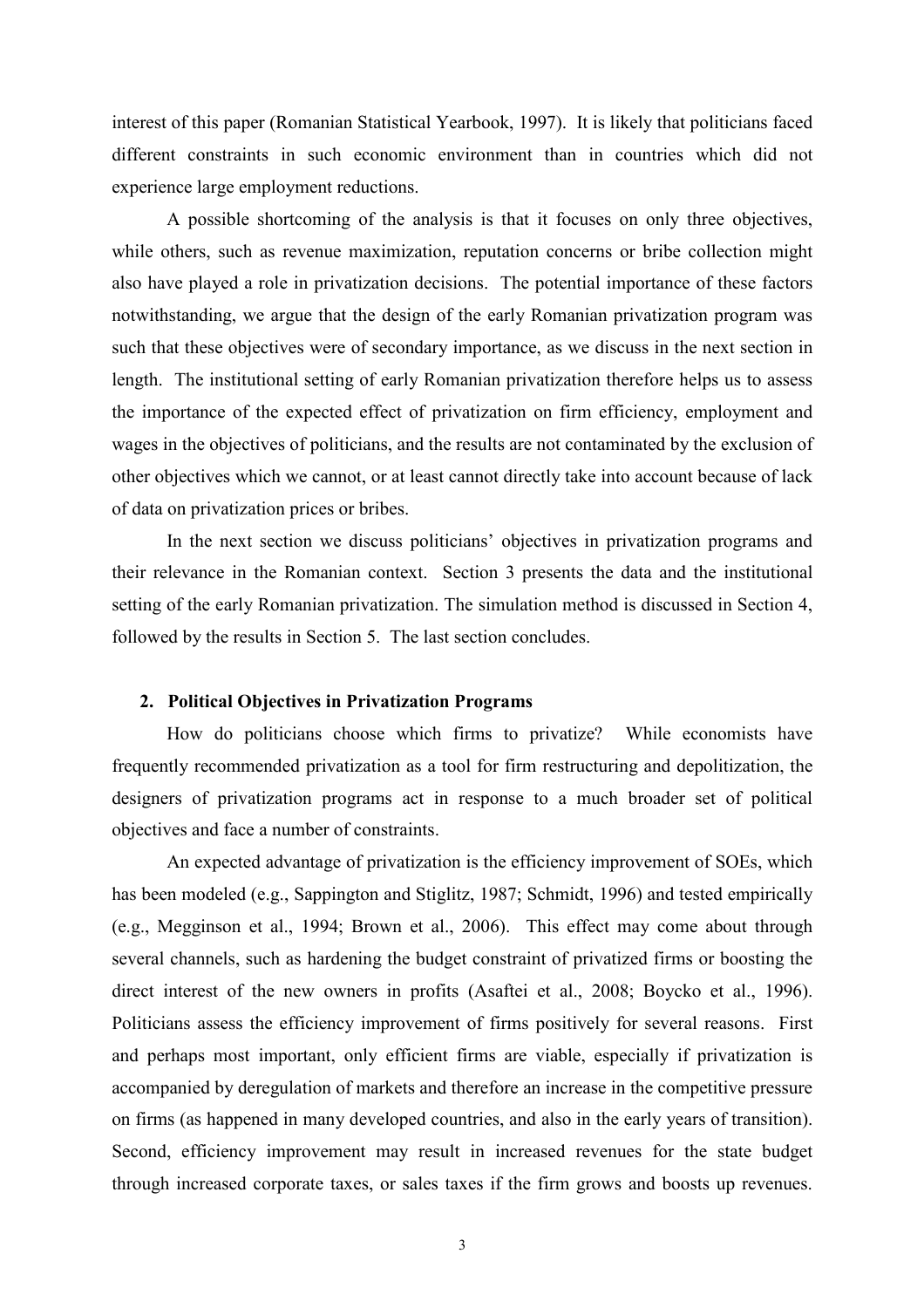interest of this paper (Romanian Statistical Yearbook, 1997). It is likely that politicians faced different constraints in such economic environment than in countries which did not experience large employment reductions.

A possible shortcoming of the analysis is that it focuses on only three objectives, while others, such as revenue maximization, reputation concerns or bribe collection might also have played a role in privatization decisions. The potential importance of these factors notwithstanding, we argue that the design of the early Romanian privatization program was such that these objectives were of secondary importance, as we discuss in the next section in length. The institutional setting of early Romanian privatization therefore helps us to assess the importance of the expected effect of privatization on firm efficiency, employment and wages in the objectives of politicians, and the results are not contaminated by the exclusion of other objectives which we cannot, or at least cannot directly take into account because of lack of data on privatization prices or bribes.

In the next section we discuss politicians' objectives in privatization programs and their relevance in the Romanian context. Section 3 presents the data and the institutional setting of the early Romanian privatization. The simulation method is discussed in Section 4, followed by the results in Section 5. The last section concludes.

## 2. Political Objectives in Privatization Programs

How do politicians choose which firms to privatize? While economists have frequently recommended privatization as a tool for firm restructuring and depolitization, the designers of privatization programs act in response to a much broader set of political objectives and face a number of constraints.

An expected advantage of privatization is the efficiency improvement of SOEs, which has been modeled (e.g., Sappington and Stiglitz, 1987; Schmidt, 1996) and tested empirically (e.g., Megginson et al., 1994; Brown et al., 2006). This effect may come about through several channels, such as hardening the budget constraint of privatized firms or boosting the direct interest of the new owners in profits (Asaftei et al., 2008; Boycko et al., 1996). Politicians assess the efficiency improvement of firms positively for several reasons. First and perhaps most important, only efficient firms are viable, especially if privatization is accompanied by deregulation of markets and therefore an increase in the competitive pressure on firms (as happened in many developed countries, and also in the early years of transition). Second, efficiency improvement may result in increased revenues for the state budget through increased corporate taxes, or sales taxes if the firm grows and boosts up revenues.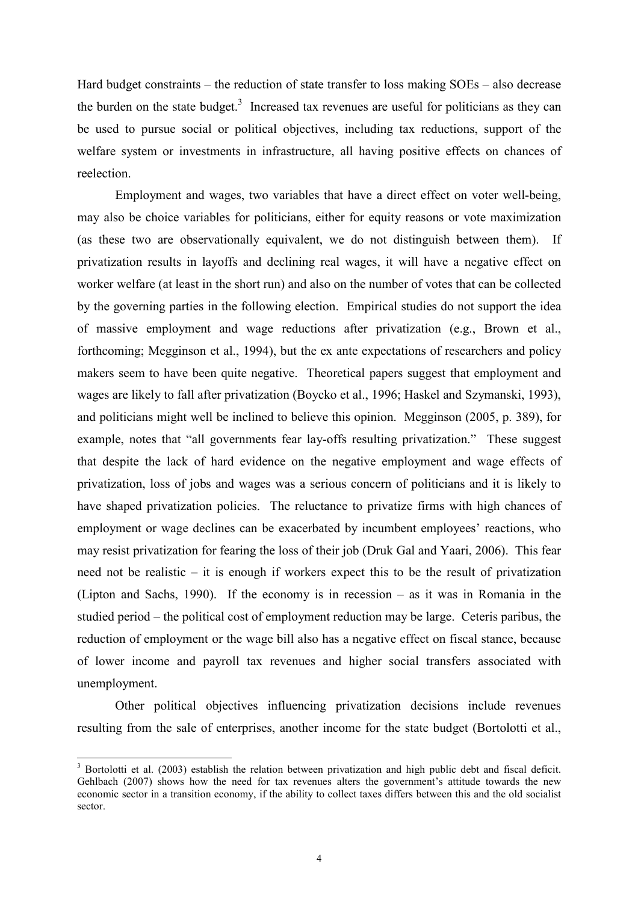Hard budget constraints – the reduction of state transfer to loss making SOEs – also decrease the burden on the state budget.[3] Increased tax revenues are useful for politicians as they can be used to pursue social or political objectives, including tax reductions, support of the welfare system or investments in infrastructure, all having positive effects on chances of reelection.

Employment and wages, two variables that have a direct effect on voter well-being, may also be choice variables for politicians, either for equity reasons or vote maximization (as these two are observationally equivalent, we do not distinguish between them). If privatization results in layoffs and declining real wages, it will have a negative effect on worker welfare (at least in the short run) and also on the number of votes that can be collected by the governing parties in the following election. Empirical studies do not support the idea of massive employment and wage reductions after privatization (e.g., Brown et al., forthcoming; Megginson et al., 1994), but the ex ante expectations of researchers and policy makers seem to have been quite negative. Theoretical papers suggest that employment and wages are likely to fall after privatization (Boycko et al., 1996; Haskel and Szymanski, 1993), and politicians might well be inclined to believe this opinion. Megginson (2005, p. 389), for example, notes that "all governments fear lay-offs resulting privatization." These suggest that despite the lack of hard evidence on the negative employment and wage effects of privatization, loss of jobs and wages was a serious concern of politicians and it is likely to have shaped privatization policies. The reluctance to privatize firms with high chances of employment or wage declines can be exacerbated by incumbent employees' reactions, who may resist privatization for fearing the loss of their job (Druk Gal and Yaari, 2006). This fear need not be realistic – it is enough if workers expect this to be the result of privatization (Lipton and Sachs, 1990). If the economy is in recession – as it was in Romania in the studied period – the political cost of employment reduction may be large. Ceteris paribus, the reduction of employment or the wage bill also has a negative effect on fiscal stance, because of lower income and payroll tax revenues and higher social transfers associated with unemployment.

Other political objectives influencing privatization decisions include revenues resulting from the sale of enterprises, another income for the state budget (Bortolotti et al.,

---

[3] Bortolotti et al. (2003) establish the relation between privatization and high public debt and fiscal deficit. Gehlbach (2007) shows how the need for tax revenues alters the government's attitude towards the new economic sector in a transition economy, if the ability to collect taxes differs between this and the old socialist sector.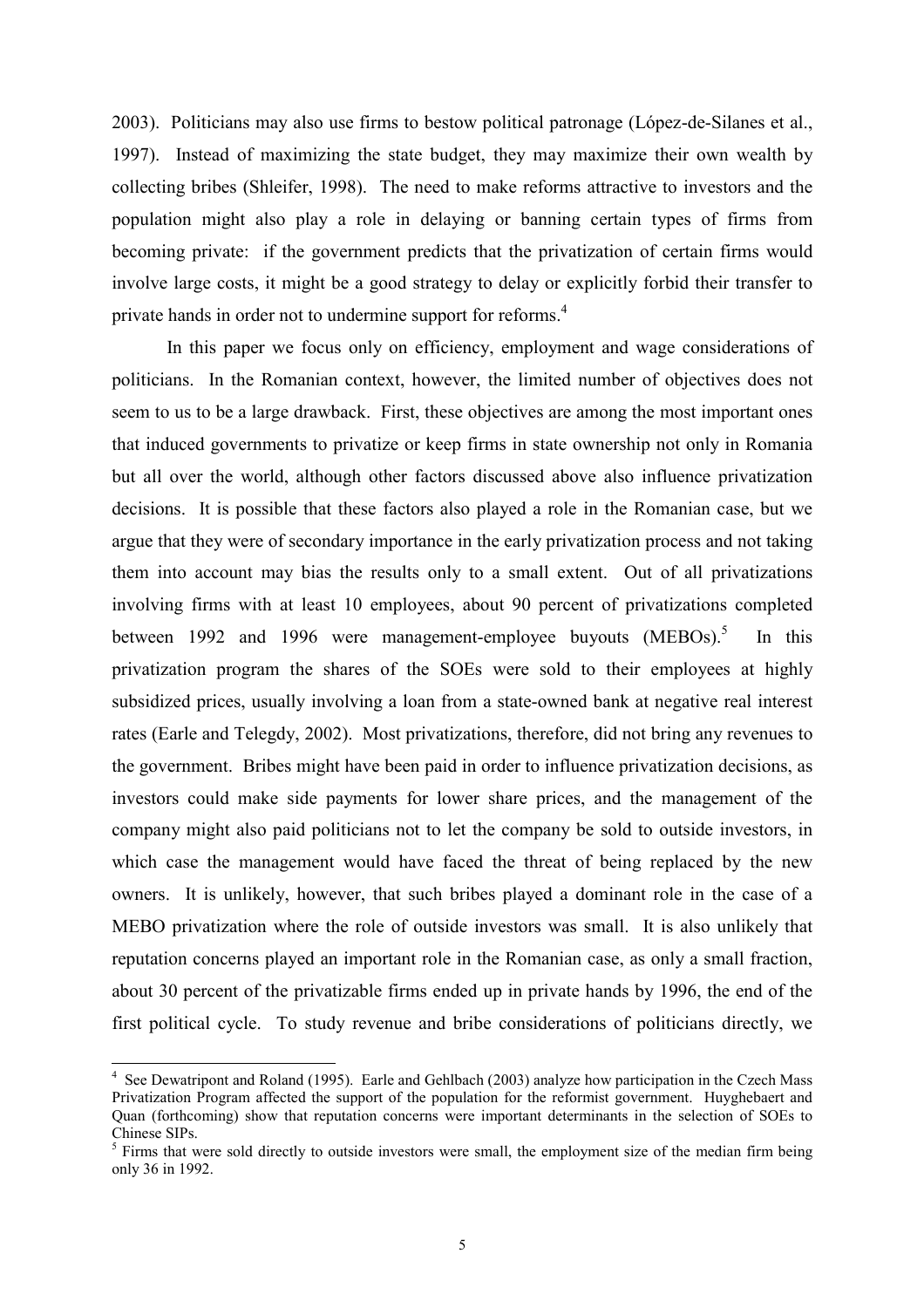2003). Politicians may also use firms to bestow political patronage (López-de-Silanes et al., 1997). Instead of maximizing the state budget, they may maximize their own wealth by collecting bribes (Shleifer, 1998). The need to make reforms attractive to investors and the population might also play a role in delaying or banning certain types of firms from becoming private: if the government predicts that the privatization of certain firms would involve large costs, it might be a good strategy to delay or explicitly forbid their transfer to private hands in order not to undermine support for reforms.[4]

In this paper we focus only on efficiency, employment and wage considerations of politicians. In the Romanian context, however, the limited number of objectives does not seem to us to be a large drawback. First, these objectives are among the most important ones that induced governments to privatize or keep firms in state ownership not only in Romania but all over the world, although other factors discussed above also influence privatization decisions. It is possible that these factors also played a role in the Romanian case, but we argue that they were of secondary importance in the early privatization process and not taking them into account may bias the results only to a small extent. Out of all privatizations involving firms with at least 10 employees, about 90 percent of privatizations completed between 1992 and 1996 were management-employee buyouts (MEBOs).[5] In this privatization program the shares of the SOEs were sold to their employees at highly subsidized prices, usually involving a loan from a state-owned bank at negative real interest rates (Earle and Telegdy, 2002). Most privatizations, therefore, did not bring any revenues to the government. Bribes might have been paid in order to influence privatization decisions, as investors could make side payments for lower share prices, and the management of the company might also paid politicians not to let the company be sold to outside investors, in which case the management would have faced the threat of being replaced by the new owners. It is unlikely, however, that such bribes played a dominant role in the case of a MEBO privatization where the role of outside investors was small. It is also unlikely that reputation concerns played an important role in the Romanian case, as only a small fraction, about 30 percent of the privatizable firms ended up in private hands by 1996, the end of the first political cycle. To study revenue and bribe considerations of politicians directly, we

---

[4] See Dewatripont and Roland (1995). Earle and Gehlbach (2003) analyze how participation in the Czech Mass Privatization Program affected the support of the population for the reformist government. Huyghebaert and Quan (forthcoming) show that reputation concerns were important determinants in the selection of SOEs to Chinese SIPs.

[5] Firms that were sold directly to outside investors were small, the employment size of the median firm being only 36 in 1992.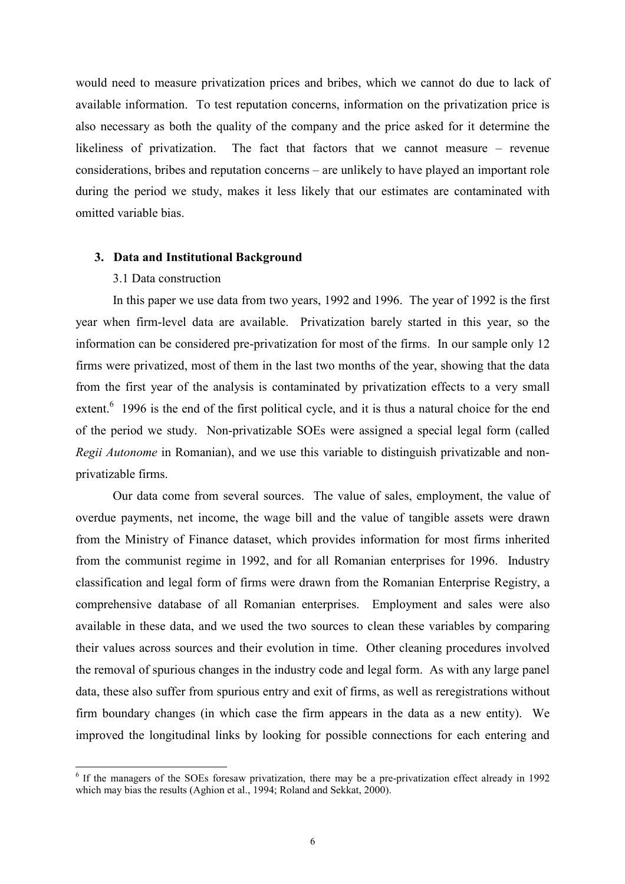would need to measure privatization prices and bribes, which we cannot do due to lack of available information. To test reputation concerns, information on the privatization price is also necessary as both the quality of the company and the price asked for it determine the likeliness of privatization. The fact that factors that we cannot measure – revenue considerations, bribes and reputation concerns – are unlikely to have played an important role during the period we study, makes it less likely that our estimates are contaminated with omitted variable bias.

## 3. Data and Institutional Background

### 3.1 Data construction

In this paper we use data from two years, 1992 and 1996. The year of 1992 is the first year when firm-level data are available. Privatization barely started in this year, so the information can be considered pre-privatization for most of the firms. In our sample only 12 firms were privatized, most of them in the last two months of the year, showing that the data from the first year of the analysis is contaminated by privatization effects to a very small extent.[6] 1996 is the end of the first political cycle, and it is thus a natural choice for the end of the period we study. Non-privatizable SOEs were assigned a special legal form (called *Regii Autonome* in Romanian), and we use this variable to distinguish privatizable and non-privatizable firms.

Our data come from several sources. The value of sales, employment, the value of overdue payments, net income, the wage bill and the value of tangible assets were drawn from the Ministry of Finance dataset, which provides information for most firms inherited from the communist regime in 1992, and for all Romanian enterprises for 1996. Industry classification and legal form of firms were drawn from the Romanian Enterprise Registry, a comprehensive database of all Romanian enterprises. Employment and sales were also available in these data, and we used the two sources to clean these variables by comparing their values across sources and their evolution in time. Other cleaning procedures involved the removal of spurious changes in the industry code and legal form. As with any large panel data, these also suffer from spurious entry and exit of firms, as well as reregistrations without firm boundary changes (in which case the firm appears in the data as a new entity). We improved the longitudinal links by looking for possible connections for each entering and

[6] If the managers of the SOEs foresaw privatization, there may be a pre-privatization effect already in 1992 which may bias the results (Aghion et al., 1994; Roland and Sekkat, 2000).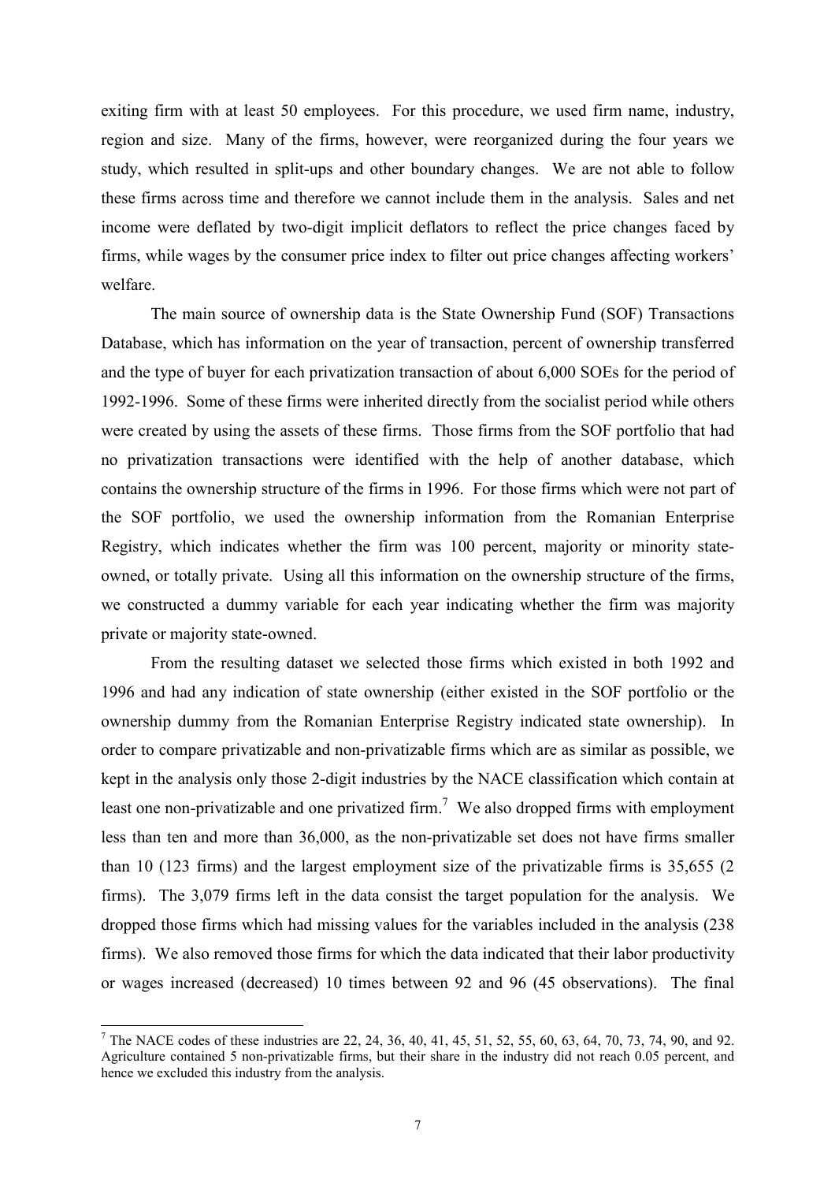exiting firm with at least 50 employees. For this procedure, we used firm name, industry, region and size. Many of the firms, however, were reorganized during the four years we study, which resulted in split-ups and other boundary changes. We are not able to follow these firms across time and therefore we cannot include them in the analysis. Sales and net income were deflated by two-digit implicit deflators to reflect the price changes faced by firms, while wages by the consumer price index to filter out price changes affecting workers' welfare.

The main source of ownership data is the State Ownership Fund (SOF) Transactions Database, which has information on the year of transaction, percent of ownership transferred and the type of buyer for each privatization transaction of about 6,000 SOEs for the period of 1992-1996. Some of these firms were inherited directly from the socialist period while others were created by using the assets of these firms. Those firms from the SOF portfolio that had no privatization transactions were identified with the help of another database, which contains the ownership structure of the firms in 1996. For those firms which were not part of the SOF portfolio, we used the ownership information from the Romanian Enterprise Registry, which indicates whether the firm was 100 percent, majority or minority state-owned, or totally private. Using all this information on the ownership structure of the firms, we constructed a dummy variable for each year indicating whether the firm was majority private or majority state-owned.

From the resulting dataset we selected those firms which existed in both 1992 and 1996 and had any indication of state ownership (either existed in the SOF portfolio or the ownership dummy from the Romanian Enterprise Registry indicated state ownership). In order to compare privatizable and non-privatizable firms which are as similar as possible, we kept in the analysis only those 2-digit industries by the NACE classification which contain at least one non-privatizable and one privatized firm.[7] We also dropped firms with employment less than ten and more than 36,000, as the non-privatizable set does not have firms smaller than 10 (123 firms) and the largest employment size of the privatizable firms is 35,655 (2 firms). The 3,079 firms left in the data consist the target population for the analysis. We dropped those firms which had missing values for the variables included in the analysis (238 firms). We also removed those firms for which the data indicated that their labor productivity or wages increased (decreased) 10 times between 92 and 96 (45 observations). The final

[7] The NACE codes of these industries are 22, 24, 36, 40, 41, 45, 51, 52, 55, 60, 63, 64, 70, 73, 74, 90, and 92. Agriculture contained 5 non-privatizable firms, but their share in the industry did not reach 0.05 percent, and hence we excluded this industry from the analysis.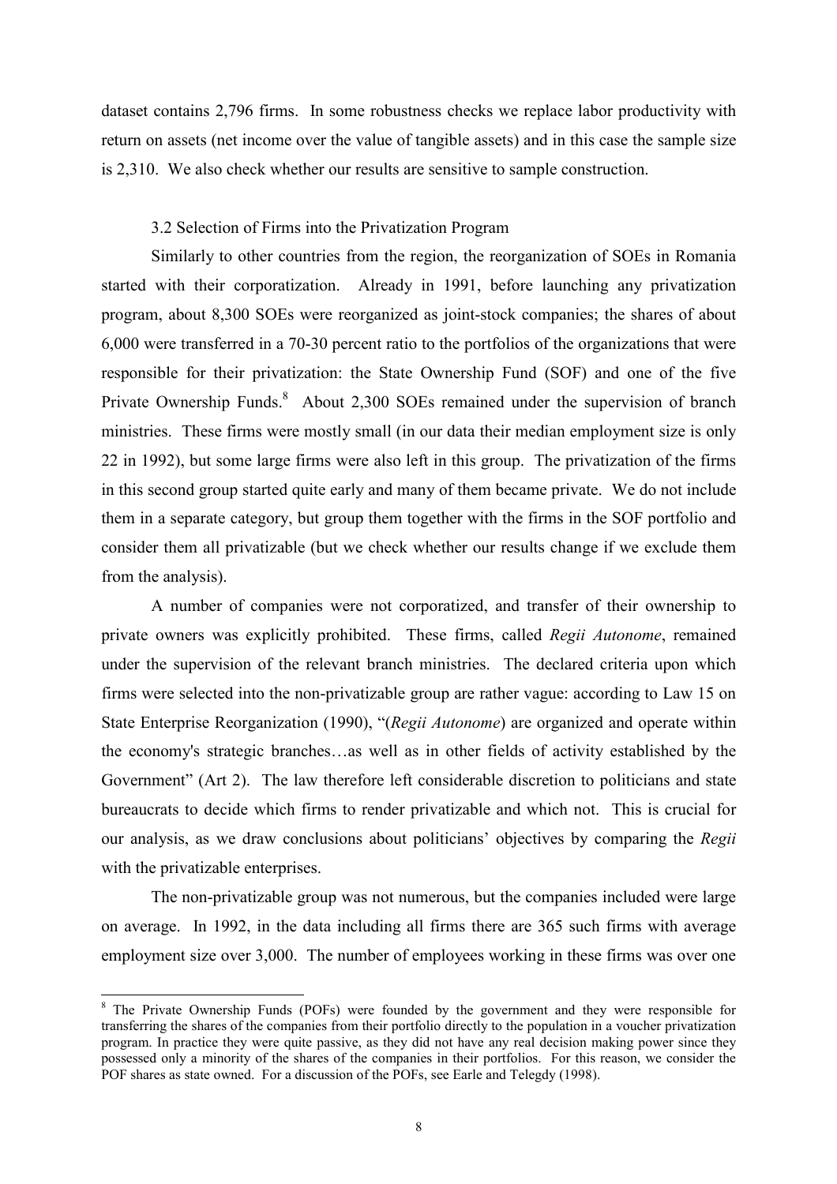dataset contains 2,796 firms. In some robustness checks we replace labor productivity with return on assets (net income over the value of tangible assets) and in this case the sample size is 2,310. We also check whether our results are sensitive to sample construction.

### 3.2 Selection of Firms into the Privatization Program

Similarly to other countries from the region, the reorganization of SOEs in Romania started with their corporatization. Already in 1991, before launching any privatization program, about 8,300 SOEs were reorganized as joint-stock companies; the shares of about 6,000 were transferred in a 70-30 percent ratio to the portfolios of the organizations that were responsible for their privatization: the State Ownership Fund (SOF) and one of the five Private Ownership Funds.[8] About 2,300 SOEs remained under the supervision of branch ministries. These firms were mostly small (in our data their median employment size is only 22 in 1992), but some large firms were also left in this group. The privatization of the firms in this second group started quite early and many of them became private. We do not include them in a separate category, but group them together with the firms in the SOF portfolio and consider them all privatizable (but we check whether our results change if we exclude them from the analysis).

A number of companies were not corporatized, and transfer of their ownership to private owners was explicitly prohibited. These firms, called *Regii Autonome*, remained under the supervision of the relevant branch ministries. The declared criteria upon which firms were selected into the non-privatizable group are rather vague: according to Law 15 on State Enterprise Reorganization (1990), "(*Regii Autonome*) are organized and operate within the economy's strategic branches…as well as in other fields of activity established by the Government" (Art 2). The law therefore left considerable discretion to politicians and state bureaucrats to decide which firms to render privatizable and which not. This is crucial for our analysis, as we draw conclusions about politicians' objectives by comparing the *Regii* with the privatizable enterprises.

The non-privatizable group was not numerous, but the companies included were large on average. In 1992, in the data including all firms there are 365 such firms with average employment size over 3,000. The number of employees working in these firms was over one

---

[8] The Private Ownership Funds (POFs) were founded by the government and they were responsible for transferring the shares of the companies from their portfolio directly to the population in a voucher privatization program. In practice they were quite passive, as they did not have any real decision making power since they possessed only a minority of the shares of the companies in their portfolios. For this reason, we consider the POF shares as state owned. For a discussion of the POFs, see Earle and Telegdy (1998).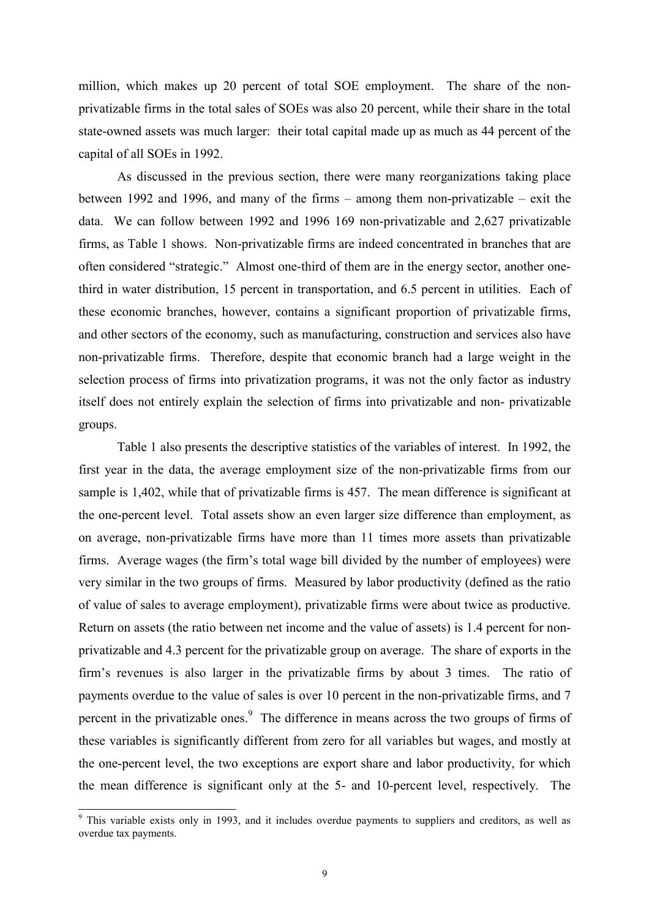million, which makes up 20 percent of total SOE employment. The share of the non-privatizable firms in the total sales of SOEs was also 20 percent, while their share in the total state-owned assets was much larger: their total capital made up as much as 44 percent of the capital of all SOEs in 1992.

As discussed in the previous section, there were many reorganizations taking place between 1992 and 1996, and many of the firms – among them non-privatizable – exit the data. We can follow between 1992 and 1996 169 non-privatizable and 2,627 privatizable firms, as Table 1 shows. Non-privatizable firms are indeed concentrated in branches that are often considered "strategic." Almost one-third of them are in the energy sector, another one-third in water distribution, 15 percent in transportation, and 6.5 percent in utilities. Each of these economic branches, however, contains a significant proportion of privatizable firms, and other sectors of the economy, such as manufacturing, construction and services also have non-privatizable firms. Therefore, despite that economic branch had a large weight in the selection process of firms into privatization programs, it was not the only factor as industry itself does not entirely explain the selection of firms into privatizable and non- privatizable groups.

Table 1 also presents the descriptive statistics of the variables of interest. In 1992, the first year in the data, the average employment size of the non-privatizable firms from our sample is 1,402, while that of privatizable firms is 457. The mean difference is significant at the one-percent level. Total assets show an even larger size difference than employment, as on average, non-privatizable firms have more than 11 times more assets than privatizable firms. Average wages (the firm's total wage bill divided by the number of employees) were very similar in the two groups of firms. Measured by labor productivity (defined as the ratio of value of sales to average employment), privatizable firms were about twice as productive. Return on assets (the ratio between net income and the value of assets) is 1.4 percent for non-privatizable and 4.3 percent for the privatizable group on average. The share of exports in the firm's revenues is also larger in the privatizable firms by about 3 times. The ratio of payments overdue to the value of sales is over 10 percent in the non-privatizable firms, and 7 percent in the privatizable ones.[9] The difference in means across the two groups of firms of these variables is significantly different from zero for all variables but wages, and mostly at the one-percent level, the two exceptions are export share and labor productivity, for which the mean difference is significant only at the 5- and 10-percent level, respectively. The

[9] This variable exists only in 1993, and it includes overdue payments to suppliers and creditors, as well as overdue tax payments.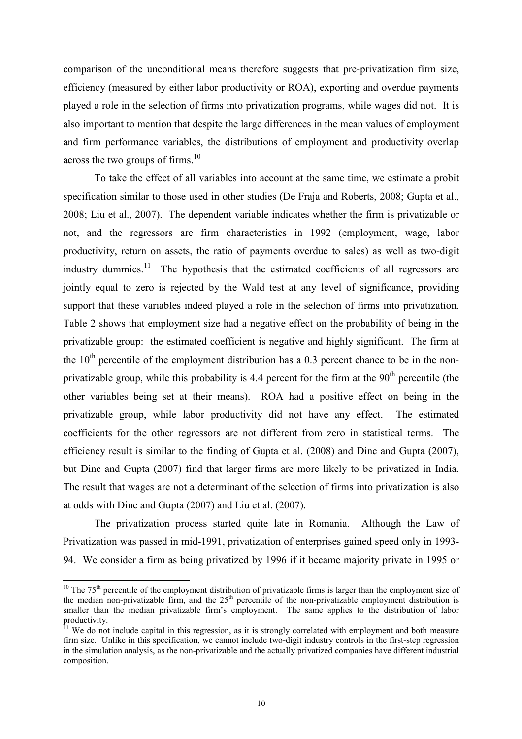comparison of the unconditional means therefore suggests that pre-privatization firm size, efficiency (measured by either labor productivity or ROA), exporting and overdue payments played a role in the selection of firms into privatization programs, while wages did not. It is also important to mention that despite the large differences in the mean values of employment and firm performance variables, the distributions of employment and productivity overlap across the two groups of firms.[10]

To take the effect of all variables into account at the same time, we estimate a probit specification similar to those used in other studies (De Fraja and Roberts, 2008; Gupta et al., 2008; Liu et al., 2007). The dependent variable indicates whether the firm is privatizable or not, and the regressors are firm characteristics in 1992 (employment, wage, labor productivity, return on assets, the ratio of payments overdue to sales) as well as two-digit industry dummies.[11] The hypothesis that the estimated coefficients of all regressors are jointly equal to zero is rejected by the Wald test at any level of significance, providing support that these variables indeed played a role in the selection of firms into privatization. Table 2 shows that employment size had a negative effect on the probability of being in the privatizable group: the estimated coefficient is negative and highly significant. The firm at the 10th percentile of the employment distribution has a 0.3 percent chance to be in the non-privatizable group, while this probability is 4.4 percent for the firm at the 90th percentile (the other variables being set at their means). ROA had a positive effect on being in the privatizable group, while labor productivity did not have any effect. The estimated coefficients for the other regressors are not different from zero in statistical terms. The efficiency result is similar to the finding of Gupta et al. (2008) and Dinc and Gupta (2007), but Dinc and Gupta (2007) find that larger firms are more likely to be privatized in India. The result that wages are not a determinant of the selection of firms into privatization is also at odds with Dinc and Gupta (2007) and Liu et al. (2007).

The privatization process started quite late in Romania. Although the Law of Privatization was passed in mid-1991, privatization of enterprises gained speed only in 1993-94. We consider a firm as being privatized by 1996 if it became majority private in 1995 or

---

[10] The 75th percentile of the employment distribution of privatizable firms is larger than the employment size of the median non-privatizable firm, and the 25th percentile of the non-privatizable employment distribution is smaller than the median privatizable firm's employment. The same applies to the distribution of labor productivity.

[11] We do not include capital in this regression, as it is strongly correlated with employment and both measure firm size. Unlike in this specification, we cannot include two-digit industry controls in the first-step regression in the simulation analysis, as the non-privatizable and the actually privatized companies have different industrial composition.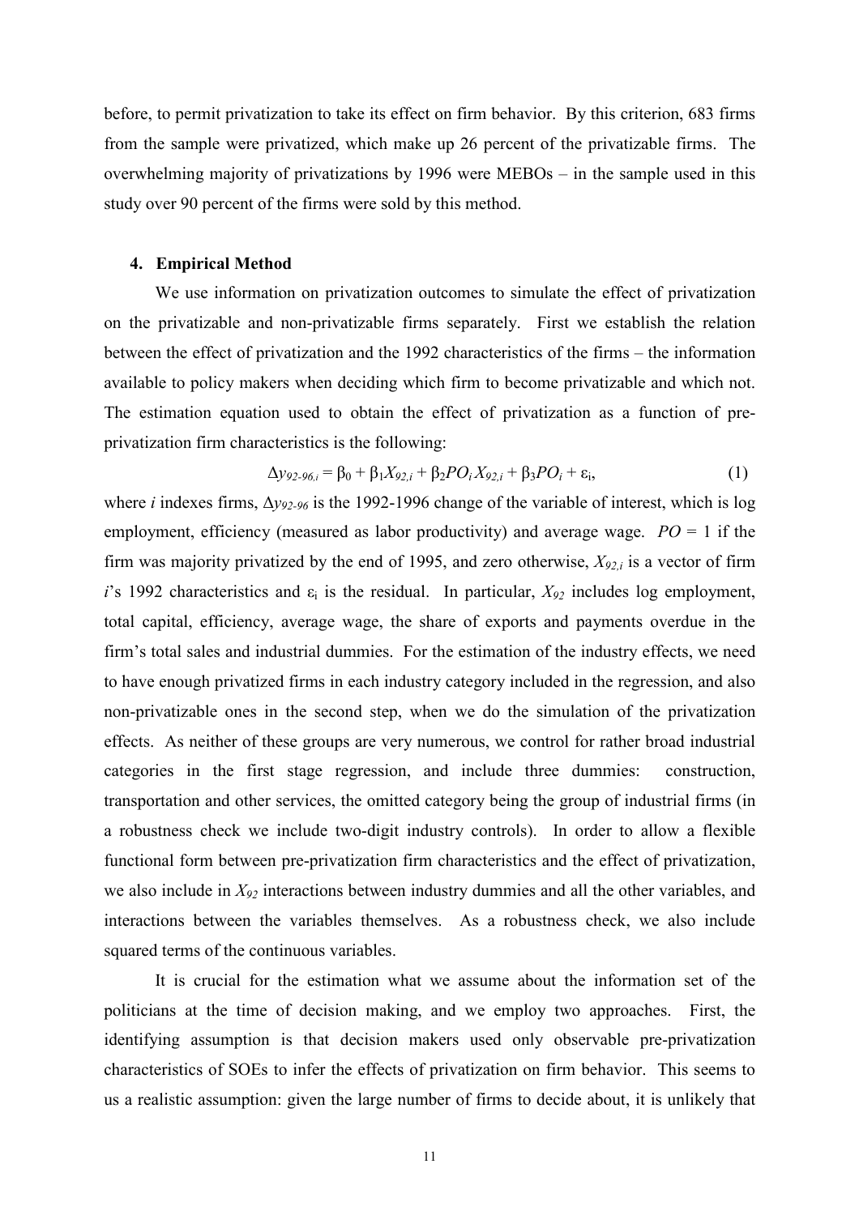before, to permit privatization to take its effect on firm behavior. By this criterion, 683 firms from the sample were privatized, which make up 26 percent of the privatizable firms. The overwhelming majority of privatizations by 1996 were MEBOs – in the sample used in this study over 90 percent of the firms were sold by this method.

## 4. Empirical Method

We use information on privatization outcomes to simulate the effect of privatization on the privatizable and non-privatizable firms separately. First we establish the relation between the effect of privatization and the 1992 characteristics of the firms – the information available to policy makers when deciding which firm to become privatizable and which not. The estimation equation used to obtain the effect of privatization as a function of pre-privatization firm characteristics is the following:

$$\Delta y_{92\text{-}96,i} = \beta_0 + \beta_1 X_{92,i} + \beta_2 PO_i X_{92,i} + \beta_3 PO_i + \varepsilon_i, \tag{1}$$

where $i$ indexes firms, $\Delta y_{92\text{-}96}$ is the 1992-1996 change of the variable of interest, which is log employment, efficiency (measured as labor productivity) and average wage. $PO = 1$ if the firm was majority privatized by the end of 1995, and zero otherwise, $X_{92,i}$ is a vector of firm $i$'s 1992 characteristics and $\varepsilon_i$ is the residual. In particular, $X_{92}$ includes log employment, total capital, efficiency, average wage, the share of exports and payments overdue in the firm's total sales and industrial dummies. For the estimation of the industry effects, we need to have enough privatized firms in each industry category included in the regression, and also non-privatizable ones in the second step, when we do the simulation of the privatization effects. As neither of these groups are very numerous, we control for rather broad industrial categories in the first stage regression, and include three dummies: construction, transportation and other services, the omitted category being the group of industrial firms (in a robustness check we include two-digit industry controls). In order to allow a flexible functional form between pre-privatization firm characteristics and the effect of privatization, we also include in $X_{92}$ interactions between industry dummies and all the other variables, and interactions between the variables themselves. As a robustness check, we also include squared terms of the continuous variables.

It is crucial for the estimation what we assume about the information set of the politicians at the time of decision making, and we employ two approaches. First, the identifying assumption is that decision makers used only observable pre-privatization characteristics of SOEs to infer the effects of privatization on firm behavior. This seems to us a realistic assumption: given the large number of firms to decide about, it is unlikely that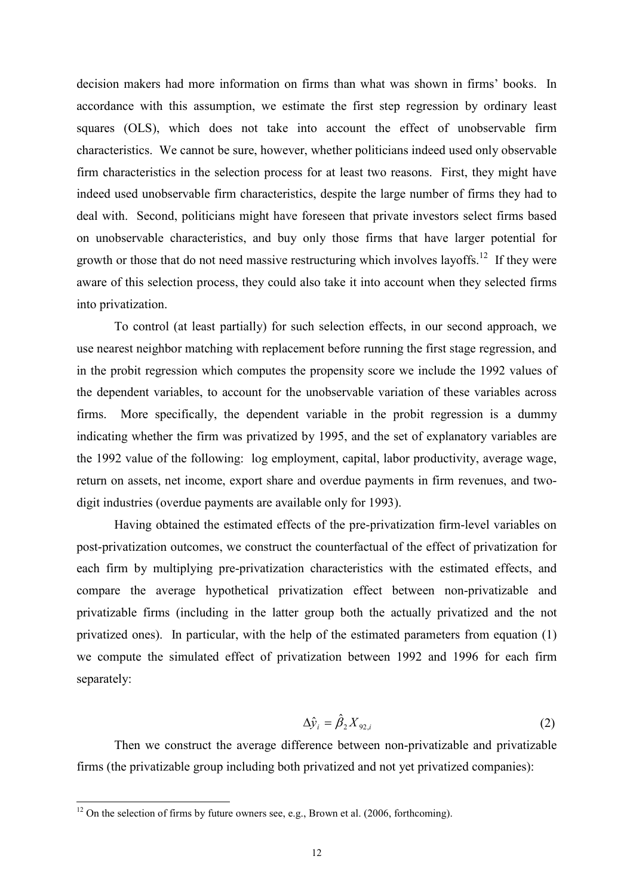decision makers had more information on firms than what was shown in firms' books. In accordance with this assumption, we estimate the first step regression by ordinary least squares (OLS), which does not take into account the effect of unobservable firm characteristics. We cannot be sure, however, whether politicians indeed used only observable firm characteristics in the selection process for at least two reasons. First, they might have indeed used unobservable firm characteristics, despite the large number of firms they had to deal with. Second, politicians might have foreseen that private investors select firms based on unobservable characteristics, and buy only those firms that have larger potential for growth or those that do not need massive restructuring which involves layoffs.[12] If they were aware of this selection process, they could also take it into account when they selected firms into privatization.

To control (at least partially) for such selection effects, in our second approach, we use nearest neighbor matching with replacement before running the first stage regression, and in the probit regression which computes the propensity score we include the 1992 values of the dependent variables, to account for the unobservable variation of these variables across firms. More specifically, the dependent variable in the probit regression is a dummy indicating whether the firm was privatized by 1995, and the set of explanatory variables are the 1992 value of the following: log employment, capital, labor productivity, average wage, return on assets, net income, export share and overdue payments in firm revenues, and two-digit industries (overdue payments are available only for 1993).

Having obtained the estimated effects of the pre-privatization firm-level variables on post-privatization outcomes, we construct the counterfactual of the effect of privatization for each firm by multiplying pre-privatization characteristics with the estimated effects, and compare the average hypothetical privatization effect between non-privatizable and privatizable firms (including in the latter group both the actually privatized and the not privatized ones). In particular, with the help of the estimated parameters from equation (1) we compute the simulated effect of privatization between 1992 and 1996 for each firm separately:

$$\Delta \hat{y}_i = \hat{\beta}_2 X_{92,i} \tag{2}$$

Then we construct the average difference between non-privatizable and privatizable firms (the privatizable group including both privatized and not yet privatized companies):

[12] On the selection of firms by future owners see, e.g., Brown et al. (2006, forthcoming).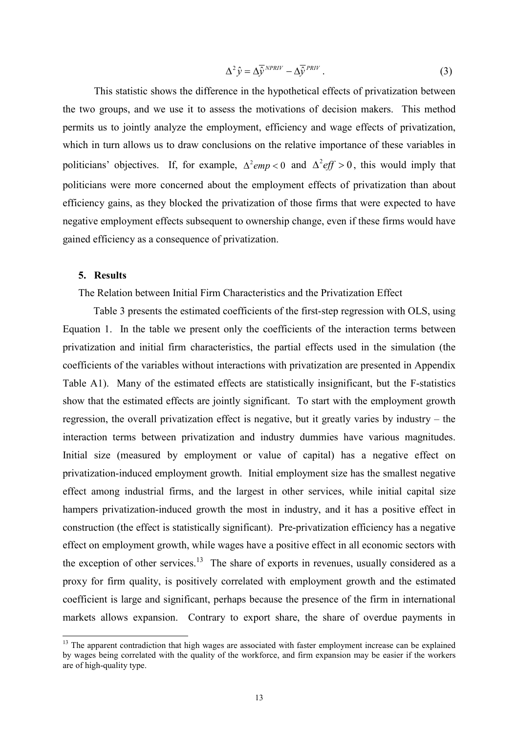$$\Delta^2 \hat{y} = \Delta \overline{\hat{y}}^{NPRIV} - \Delta \overline{\hat{y}}^{PRIV} . \tag{3}$$

This statistic shows the difference in the hypothetical effects of privatization between the two groups, and we use it to assess the motivations of decision makers. This method permits us to jointly analyze the employment, efficiency and wage effects of privatization, which in turn allows us to draw conclusions on the relative importance of these variables in politicians' objectives. If, for example, $\Delta^2 emp < 0$ and $\Delta^2 eff > 0$, this would imply that politicians were more concerned about the employment effects of privatization than about efficiency gains, as they blocked the privatization of those firms that were expected to have negative employment effects subsequent to ownership change, even if these firms would have gained efficiency as a consequence of privatization.

## 5. Results

The Relation between Initial Firm Characteristics and the Privatization Effect

Table 3 presents the estimated coefficients of the first-step regression with OLS, using Equation 1. In the table we present only the coefficients of the interaction terms between privatization and initial firm characteristics, the partial effects used in the simulation (the coefficients of the variables without interactions with privatization are presented in Appendix Table A1). Many of the estimated effects are statistically insignificant, but the F-statistics show that the estimated effects are jointly significant. To start with the employment growth regression, the overall privatization effect is negative, but it greatly varies by industry – the interaction terms between privatization and industry dummies have various magnitudes. Initial size (measured by employment or value of capital) has a negative effect on privatization-induced employment growth. Initial employment size has the smallest negative effect among industrial firms, and the largest in other services, while initial capital size hampers privatization-induced growth the most in industry, and it has a positive effect in construction (the effect is statistically significant). Pre-privatization efficiency has a negative effect on employment growth, while wages have a positive effect in all economic sectors with the exception of other services.[13] The share of exports in revenues, usually considered as a proxy for firm quality, is positively correlated with employment growth and the estimated coefficient is large and significant, perhaps because the presence of the firm in international markets allows expansion. Contrary to export share, the share of overdue payments in

[13] The apparent contradiction that high wages are associated with faster employment increase can be explained by wages being correlated with the quality of the workforce, and firm expansion may be easier if the workers are of high-quality type.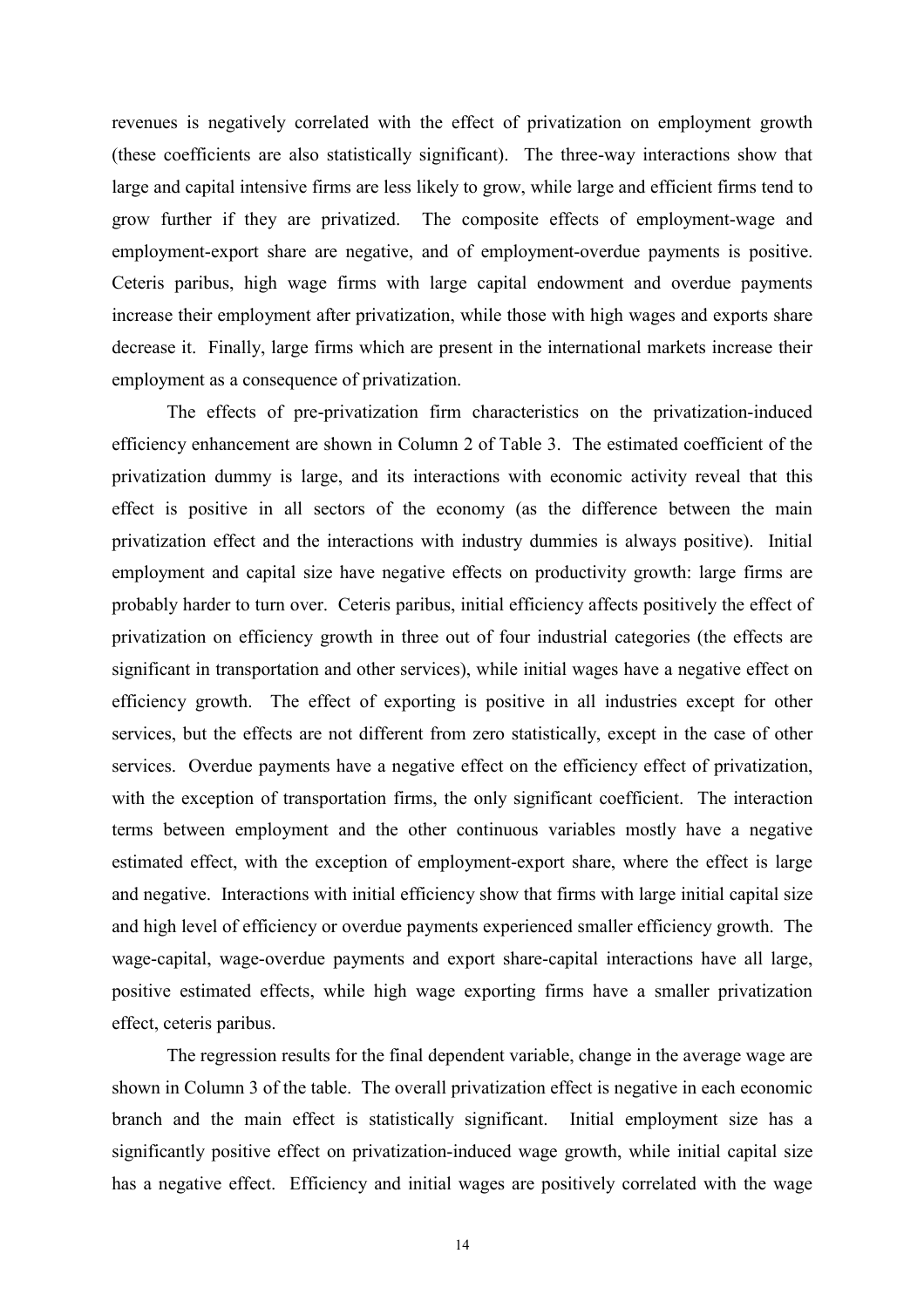revenues is negatively correlated with the effect of privatization on employment growth (these coefficients are also statistically significant). The three-way interactions show that large and capital intensive firms are less likely to grow, while large and efficient firms tend to grow further if they are privatized. The composite effects of employment-wage and employment-export share are negative, and of employment-overdue payments is positive. Ceteris paribus, high wage firms with large capital endowment and overdue payments increase their employment after privatization, while those with high wages and exports share decrease it. Finally, large firms which are present in the international markets increase their employment as a consequence of privatization.

The effects of pre-privatization firm characteristics on the privatization-induced efficiency enhancement are shown in Column 2 of Table 3. The estimated coefficient of the privatization dummy is large, and its interactions with economic activity reveal that this effect is positive in all sectors of the economy (as the difference between the main privatization effect and the interactions with industry dummies is always positive). Initial employment and capital size have negative effects on productivity growth: large firms are probably harder to turn over. Ceteris paribus, initial efficiency affects positively the effect of privatization on efficiency growth in three out of four industrial categories (the effects are significant in transportation and other services), while initial wages have a negative effect on efficiency growth. The effect of exporting is positive in all industries except for other services, but the effects are not different from zero statistically, except in the case of other services. Overdue payments have a negative effect on the efficiency effect of privatization, with the exception of transportation firms, the only significant coefficient. The interaction terms between employment and the other continuous variables mostly have a negative estimated effect, with the exception of employment-export share, where the effect is large and negative. Interactions with initial efficiency show that firms with large initial capital size and high level of efficiency or overdue payments experienced smaller efficiency growth. The wage-capital, wage-overdue payments and export share-capital interactions have all large, positive estimated effects, while high wage exporting firms have a smaller privatization effect, ceteris paribus.

The regression results for the final dependent variable, change in the average wage are shown in Column 3 of the table. The overall privatization effect is negative in each economic branch and the main effect is statistically significant. Initial employment size has a significantly positive effect on privatization-induced wage growth, while initial capital size has a negative effect. Efficiency and initial wages are positively correlated with the wage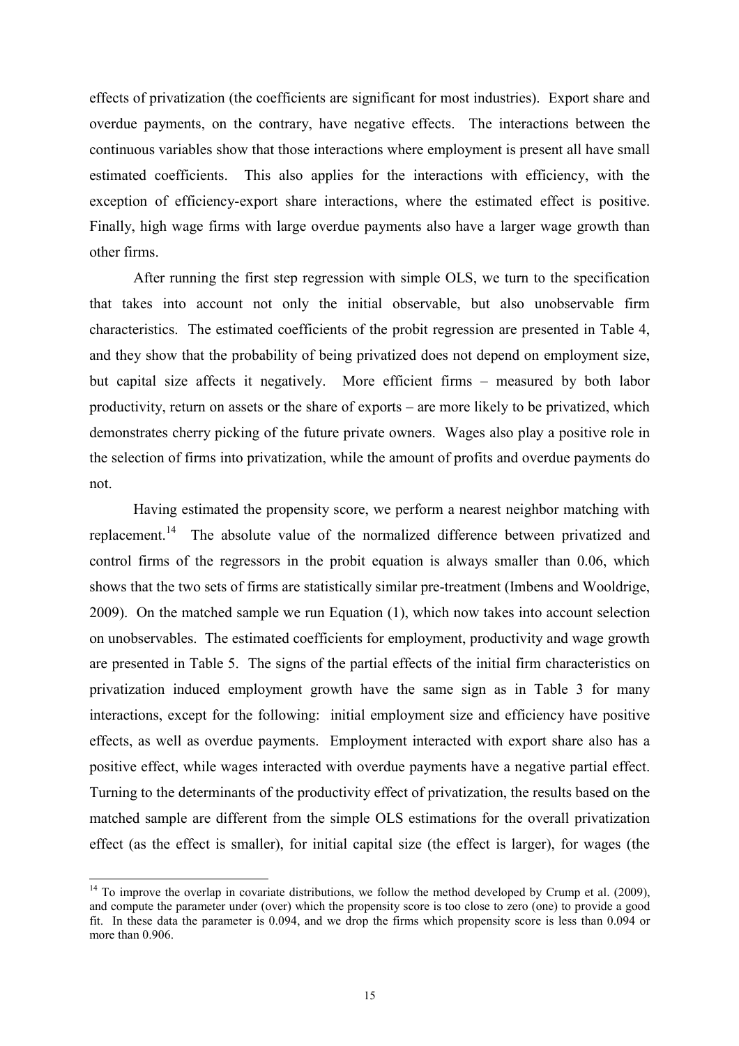effects of privatization (the coefficients are significant for most industries). Export share and overdue payments, on the contrary, have negative effects. The interactions between the continuous variables show that those interactions where employment is present all have small estimated coefficients. This also applies for the interactions with efficiency, with the exception of efficiency-export share interactions, where the estimated effect is positive. Finally, high wage firms with large overdue payments also have a larger wage growth than other firms.

After running the first step regression with simple OLS, we turn to the specification that takes into account not only the initial observable, but also unobservable firm characteristics. The estimated coefficients of the probit regression are presented in Table 4, and they show that the probability of being privatized does not depend on employment size, but capital size affects it negatively. More efficient firms – measured by both labor productivity, return on assets or the share of exports – are more likely to be privatized, which demonstrates cherry picking of the future private owners. Wages also play a positive role in the selection of firms into privatization, while the amount of profits and overdue payments do not.

Having estimated the propensity score, we perform a nearest neighbor matching with replacement.[14] The absolute value of the normalized difference between privatized and control firms of the regressors in the probit equation is always smaller than 0.06, which shows that the two sets of firms are statistically similar pre-treatment (Imbens and Wooldrige, 2009). On the matched sample we run Equation (1), which now takes into account selection on unobservables. The estimated coefficients for employment, productivity and wage growth are presented in Table 5. The signs of the partial effects of the initial firm characteristics on privatization induced employment growth have the same sign as in Table 3 for many interactions, except for the following: initial employment size and efficiency have positive effects, as well as overdue payments. Employment interacted with export share also has a positive effect, while wages interacted with overdue payments have a negative partial effect. Turning to the determinants of the productivity effect of privatization, the results based on the matched sample are different from the simple OLS estimations for the overall privatization effect (as the effect is smaller), for initial capital size (the effect is larger), for wages (the

[14] To improve the overlap in covariate distributions, we follow the method developed by Crump et al. (2009), and compute the parameter under (over) which the propensity score is too close to zero (one) to provide a good fit. In these data the parameter is 0.094, and we drop the firms which propensity score is less than 0.094 or more than 0.906.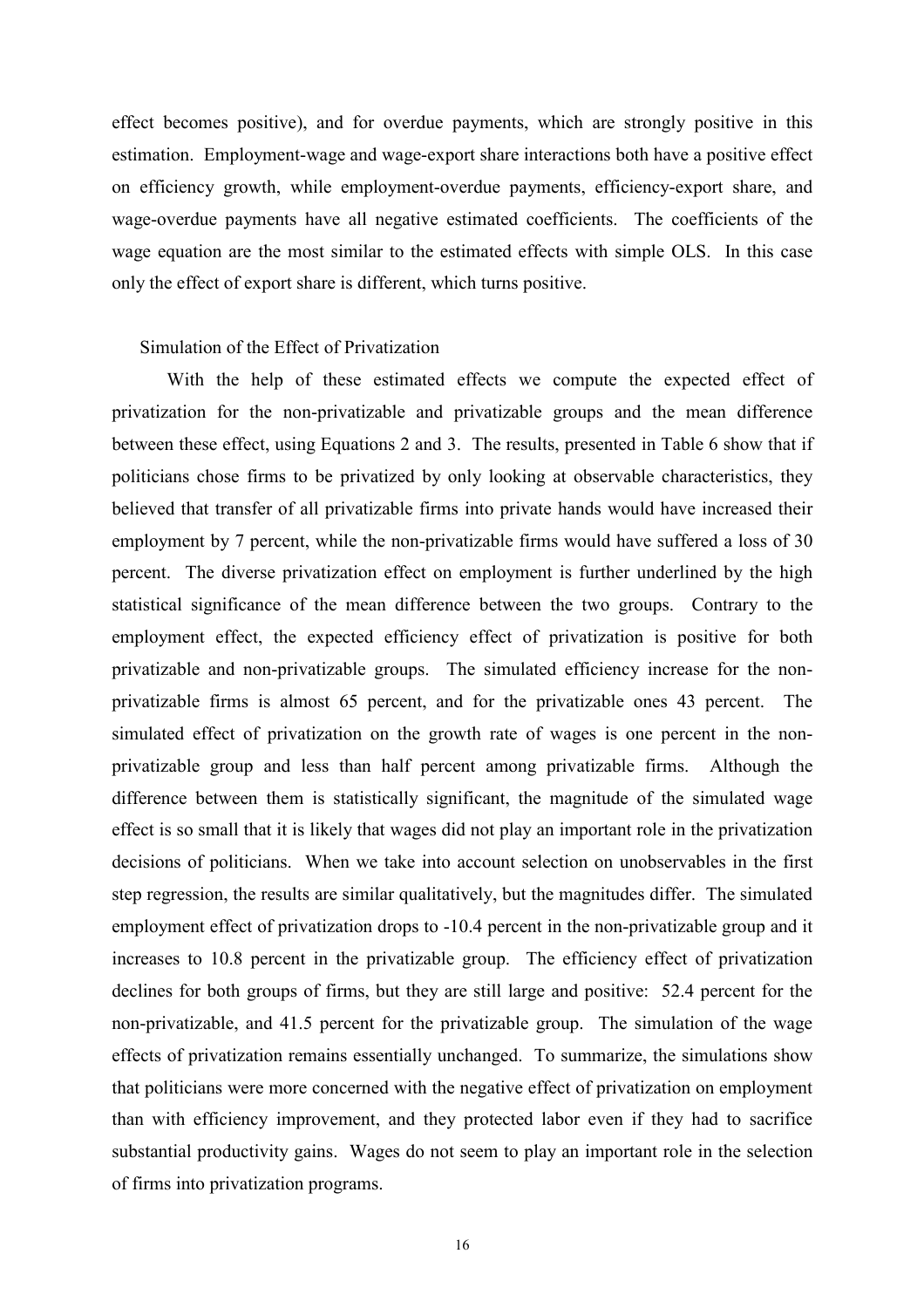effect becomes positive), and for overdue payments, which are strongly positive in this estimation. Employment-wage and wage-export share interactions both have a positive effect on efficiency growth, while employment-overdue payments, efficiency-export share, and wage-overdue payments have all negative estimated coefficients. The coefficients of the wage equation are the most similar to the estimated effects with simple OLS. In this case only the effect of export share is different, which turns positive.

## Simulation of the Effect of Privatization

With the help of these estimated effects we compute the expected effect of privatization for the non-privatizable and privatizable groups and the mean difference between these effect, using Equations 2 and 3. The results, presented in Table 6 show that if politicians chose firms to be privatized by only looking at observable characteristics, they believed that transfer of all privatizable firms into private hands would have increased their employment by 7 percent, while the non-privatizable firms would have suffered a loss of 30 percent. The diverse privatization effect on employment is further underlined by the high statistical significance of the mean difference between the two groups. Contrary to the employment effect, the expected efficiency effect of privatization is positive for both privatizable and non-privatizable groups. The simulated efficiency increase for the non-privatizable firms is almost 65 percent, and for the privatizable ones 43 percent. The simulated effect of privatization on the growth rate of wages is one percent in the non-privatizable group and less than half percent among privatizable firms. Although the difference between them is statistically significant, the magnitude of the simulated wage effect is so small that it is likely that wages did not play an important role in the privatization decisions of politicians. When we take into account selection on unobservables in the first step regression, the results are similar qualitatively, but the magnitudes differ. The simulated employment effect of privatization drops to -10.4 percent in the non-privatizable group and it increases to 10.8 percent in the privatizable group. The efficiency effect of privatization declines for both groups of firms, but they are still large and positive: 52.4 percent for the non-privatizable, and 41.5 percent for the privatizable group. The simulation of the wage effects of privatization remains essentially unchanged. To summarize, the simulations show that politicians were more concerned with the negative effect of privatization on employment than with efficiency improvement, and they protected labor even if they had to sacrifice substantial productivity gains. Wages do not seem to play an important role in the selection of firms into privatization programs.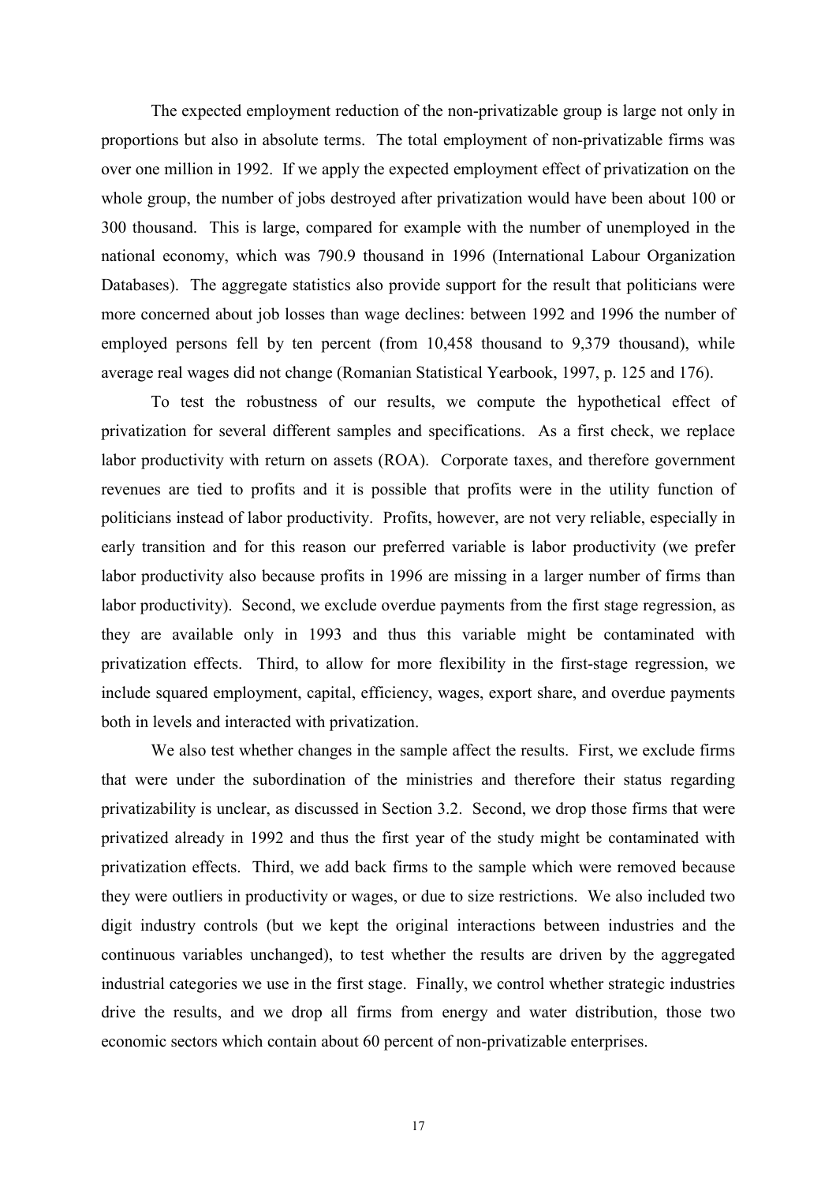The expected employment reduction of the non-privatizable group is large not only in proportions but also in absolute terms. The total employment of non-privatizable firms was over one million in 1992. If we apply the expected employment effect of privatization on the whole group, the number of jobs destroyed after privatization would have been about 100 or 300 thousand. This is large, compared for example with the number of unemployed in the national economy, which was 790.9 thousand in 1996 (International Labour Organization Databases). The aggregate statistics also provide support for the result that politicians were more concerned about job losses than wage declines: between 1992 and 1996 the number of employed persons fell by ten percent (from 10,458 thousand to 9,379 thousand), while average real wages did not change (Romanian Statistical Yearbook, 1997, p. 125 and 176).

To test the robustness of our results, we compute the hypothetical effect of privatization for several different samples and specifications. As a first check, we replace labor productivity with return on assets (ROA). Corporate taxes, and therefore government revenues are tied to profits and it is possible that profits were in the utility function of politicians instead of labor productivity. Profits, however, are not very reliable, especially in early transition and for this reason our preferred variable is labor productivity (we prefer labor productivity also because profits in 1996 are missing in a larger number of firms than labor productivity). Second, we exclude overdue payments from the first stage regression, as they are available only in 1993 and thus this variable might be contaminated with privatization effects. Third, to allow for more flexibility in the first-stage regression, we include squared employment, capital, efficiency, wages, export share, and overdue payments both in levels and interacted with privatization.

We also test whether changes in the sample affect the results. First, we exclude firms that were under the subordination of the ministries and therefore their status regarding privatizability is unclear, as discussed in Section 3.2. Second, we drop those firms that were privatized already in 1992 and thus the first year of the study might be contaminated with privatization effects. Third, we add back firms to the sample which were removed because they were outliers in productivity or wages, or due to size restrictions. We also included two digit industry controls (but we kept the original interactions between industries and the continuous variables unchanged), to test whether the results are driven by the aggregated industrial categories we use in the first stage. Finally, we control whether strategic industries drive the results, and we drop all firms from energy and water distribution, those two economic sectors which contain about 60 percent of non-privatizable enterprises.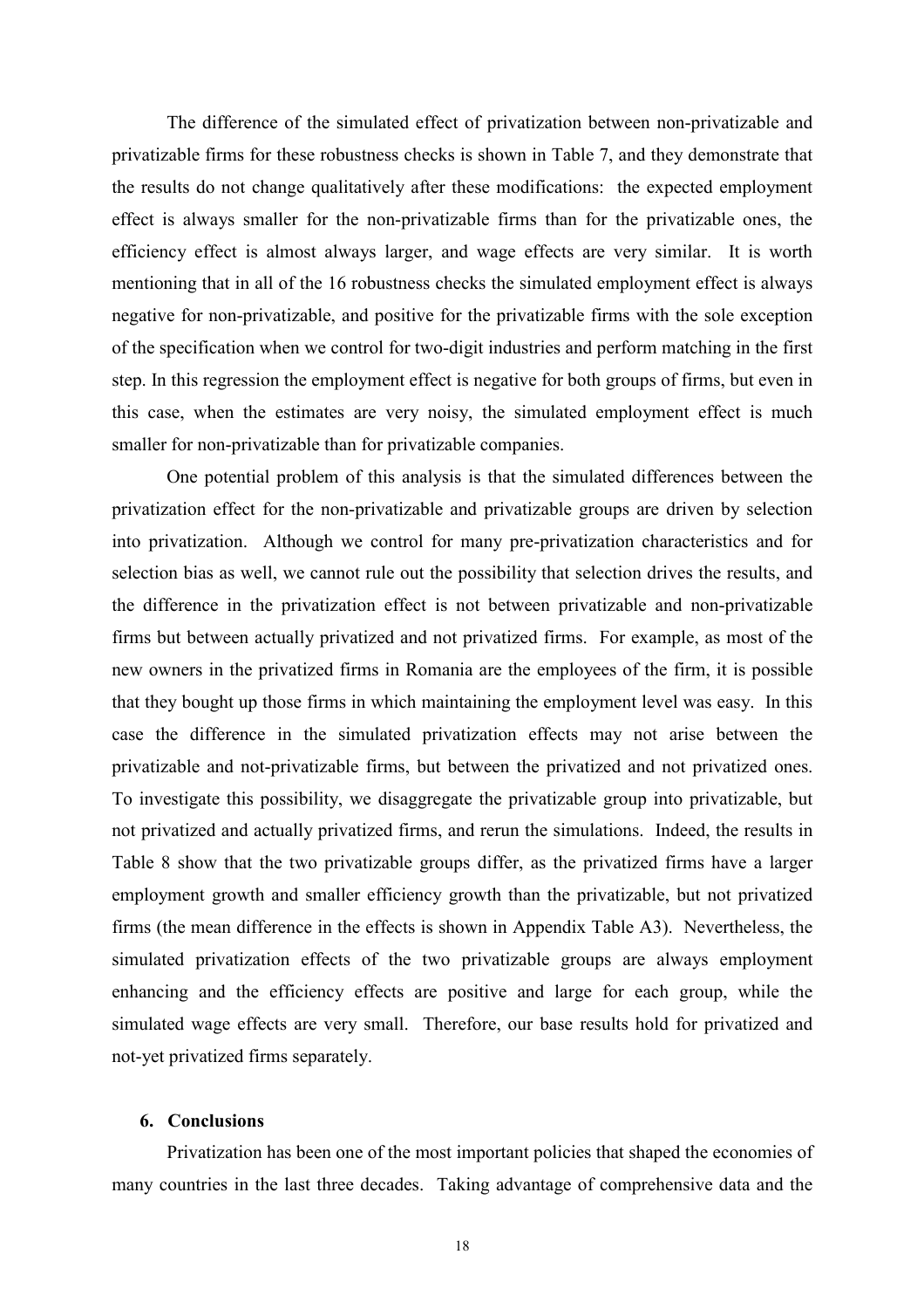The difference of the simulated effect of privatization between non-privatizable and privatizable firms for these robustness checks is shown in Table 7, and they demonstrate that the results do not change qualitatively after these modifications: the expected employment effect is always smaller for the non-privatizable firms than for the privatizable ones, the efficiency effect is almost always larger, and wage effects are very similar. It is worth mentioning that in all of the 16 robustness checks the simulated employment effect is always negative for non-privatizable, and positive for the privatizable firms with the sole exception of the specification when we control for two-digit industries and perform matching in the first step. In this regression the employment effect is negative for both groups of firms, but even in this case, when the estimates are very noisy, the simulated employment effect is much smaller for non-privatizable than for privatizable companies.

One potential problem of this analysis is that the simulated differences between the privatization effect for the non-privatizable and privatizable groups are driven by selection into privatization. Although we control for many pre-privatization characteristics and for selection bias as well, we cannot rule out the possibility that selection drives the results, and the difference in the privatization effect is not between privatizable and non-privatizable firms but between actually privatized and not privatized firms. For example, as most of the new owners in the privatized firms in Romania are the employees of the firm, it is possible that they bought up those firms in which maintaining the employment level was easy. In this case the difference in the simulated privatization effects may not arise between the privatizable and not-privatizable firms, but between the privatized and not privatized ones. To investigate this possibility, we disaggregate the privatizable group into privatizable, but not privatized and actually privatized firms, and rerun the simulations. Indeed, the results in Table 8 show that the two privatizable groups differ, as the privatized firms have a larger employment growth and smaller efficiency growth than the privatizable, but not privatized firms (the mean difference in the effects is shown in Appendix Table A3). Nevertheless, the simulated privatization effects of the two privatizable groups are always employment enhancing and the efficiency effects are positive and large for each group, while the simulated wage effects are very small. Therefore, our base results hold for privatized and not-yet privatized firms separately.

## 6. Conclusions

Privatization has been one of the most important policies that shaped the economies of many countries in the last three decades. Taking advantage of comprehensive data and the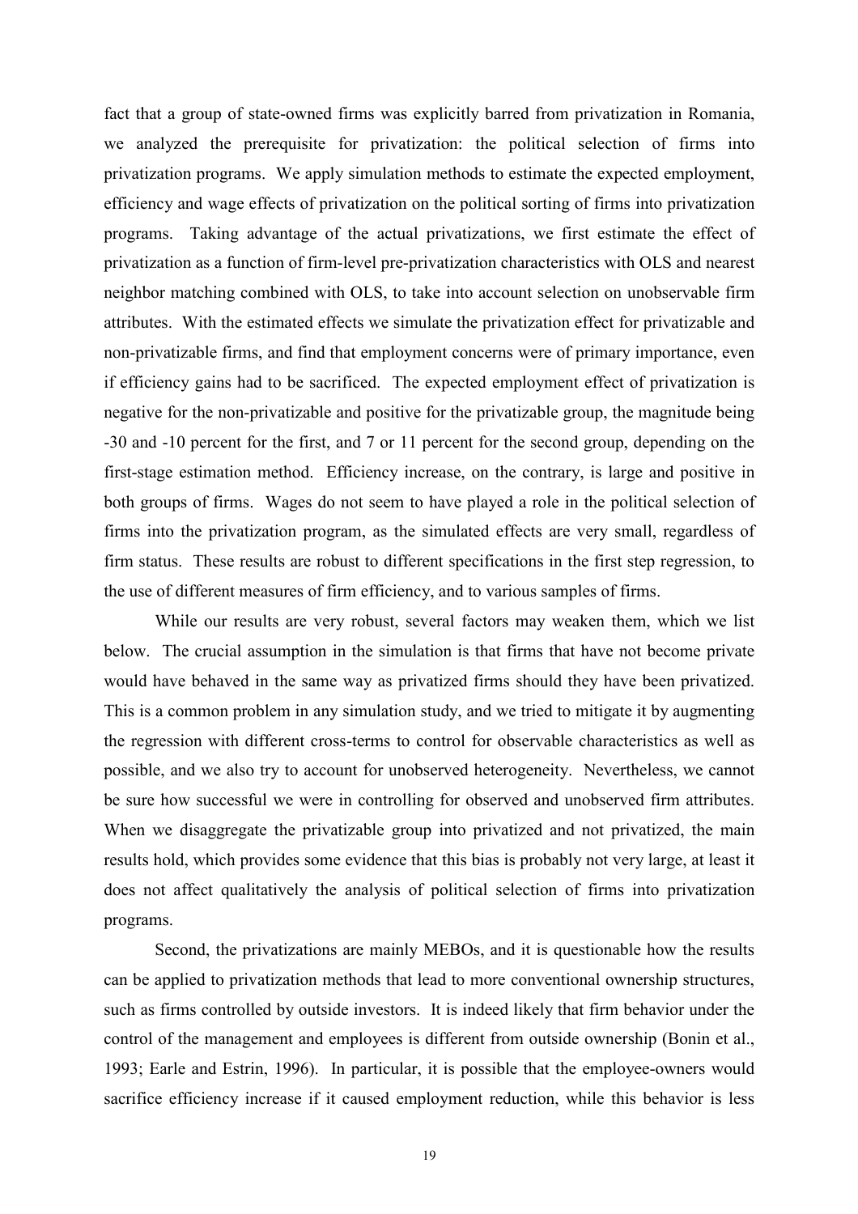fact that a group of state-owned firms was explicitly barred from privatization in Romania, we analyzed the prerequisite for privatization: the political selection of firms into privatization programs. We apply simulation methods to estimate the expected employment, efficiency and wage effects of privatization on the political sorting of firms into privatization programs. Taking advantage of the actual privatizations, we first estimate the effect of privatization as a function of firm-level pre-privatization characteristics with OLS and nearest neighbor matching combined with OLS, to take into account selection on unobservable firm attributes. With the estimated effects we simulate the privatization effect for privatizable and non-privatizable firms, and find that employment concerns were of primary importance, even if efficiency gains had to be sacrificed. The expected employment effect of privatization is negative for the non-privatizable and positive for the privatizable group, the magnitude being -30 and -10 percent for the first, and 7 or 11 percent for the second group, depending on the first-stage estimation method. Efficiency increase, on the contrary, is large and positive in both groups of firms. Wages do not seem to have played a role in the political selection of firms into the privatization program, as the simulated effects are very small, regardless of firm status. These results are robust to different specifications in the first step regression, to the use of different measures of firm efficiency, and to various samples of firms.

While our results are very robust, several factors may weaken them, which we list below. The crucial assumption in the simulation is that firms that have not become private would have behaved in the same way as privatized firms should they have been privatized. This is a common problem in any simulation study, and we tried to mitigate it by augmenting the regression with different cross-terms to control for observable characteristics as well as possible, and we also try to account for unobserved heterogeneity. Nevertheless, we cannot be sure how successful we were in controlling for observed and unobserved firm attributes. When we disaggregate the privatizable group into privatized and not privatized, the main results hold, which provides some evidence that this bias is probably not very large, at least it does not affect qualitatively the analysis of political selection of firms into privatization programs.

Second, the privatizations are mainly MEBOs, and it is questionable how the results can be applied to privatization methods that lead to more conventional ownership structures, such as firms controlled by outside investors. It is indeed likely that firm behavior under the control of the management and employees is different from outside ownership (Bonin et al., 1993; Earle and Estrin, 1996). In particular, it is possible that the employee-owners would sacrifice efficiency increase if it caused employment reduction, while this behavior is less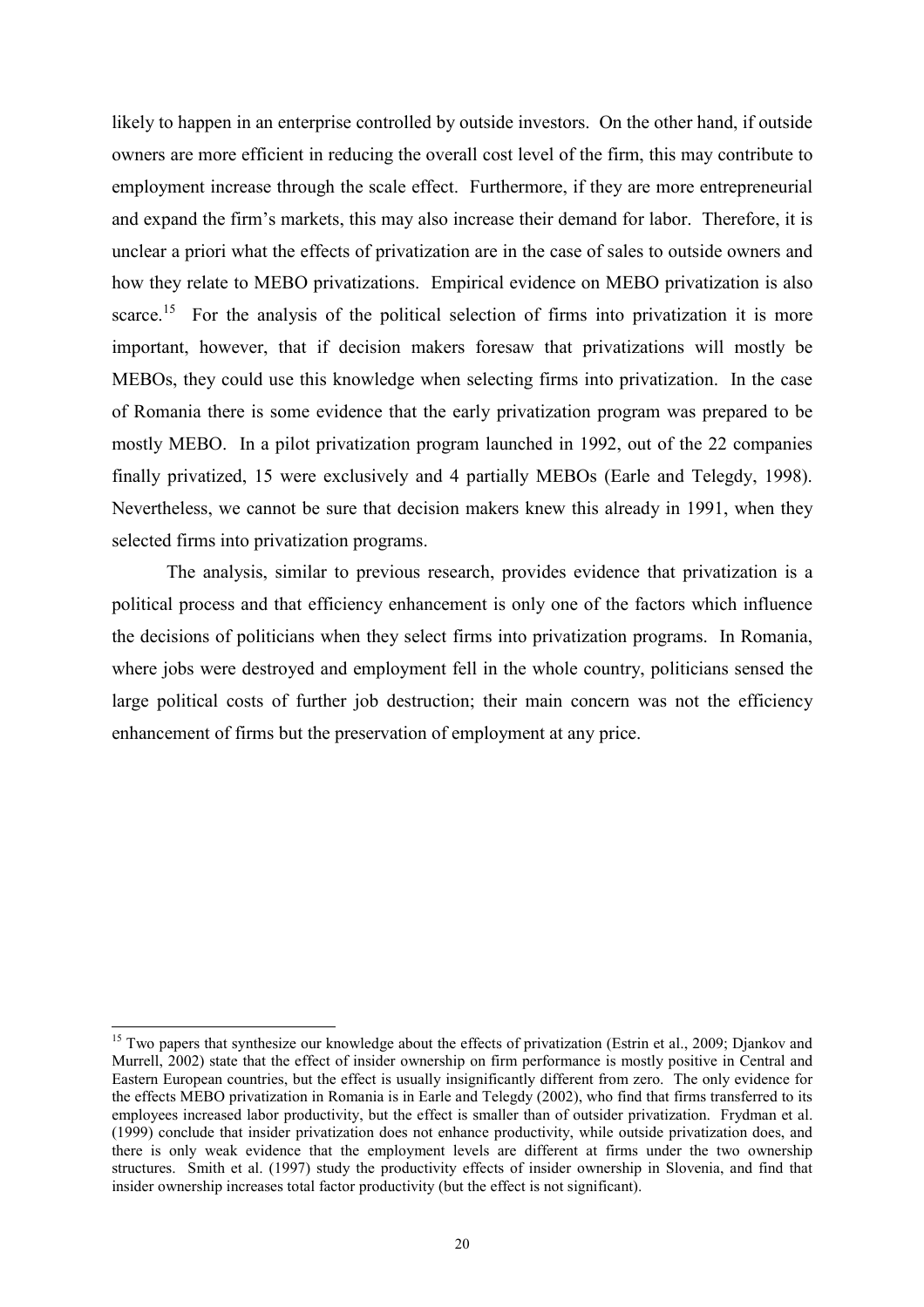likely to happen in an enterprise controlled by outside investors. On the other hand, if outside owners are more efficient in reducing the overall cost level of the firm, this may contribute to employment increase through the scale effect. Furthermore, if they are more entrepreneurial and expand the firm's markets, this may also increase their demand for labor. Therefore, it is unclear a priori what the effects of privatization are in the case of sales to outside owners and how they relate to MEBO privatizations. Empirical evidence on MEBO privatization is also scarce.[15] For the analysis of the political selection of firms into privatization it is more important, however, that if decision makers foresaw that privatizations will mostly be MEBOs, they could use this knowledge when selecting firms into privatization. In the case of Romania there is some evidence that the early privatization program was prepared to be mostly MEBO. In a pilot privatization program launched in 1992, out of the 22 companies finally privatized, 15 were exclusively and 4 partially MEBOs (Earle and Telegdy, 1998). Nevertheless, we cannot be sure that decision makers knew this already in 1991, when they selected firms into privatization programs.

The analysis, similar to previous research, provides evidence that privatization is a political process and that efficiency enhancement is only one of the factors which influence the decisions of politicians when they select firms into privatization programs. In Romania, where jobs were destroyed and employment fell in the whole country, politicians sensed the large political costs of further job destruction; their main concern was not the efficiency enhancement of firms but the preservation of employment at any price.

[15] Two papers that synthesize our knowledge about the effects of privatization (Estrin et al., 2009; Djankov and Murrell, 2002) state that the effect of insider ownership on firm performance is mostly positive in Central and Eastern European countries, but the effect is usually insignificantly different from zero. The only evidence for the effects MEBO privatization in Romania is in Earle and Telegdy (2002), who find that firms transferred to its employees increased labor productivity, but the effect is smaller than of outsider privatization. Frydman et al. (1999) conclude that insider privatization does not enhance productivity, while outside privatization does, and there is only weak evidence that the employment levels are different at firms under the two ownership structures. Smith et al. (1997) study the productivity effects of insider ownership in Slovenia, and find that insider ownership increases total factor productivity (but the effect is not significant).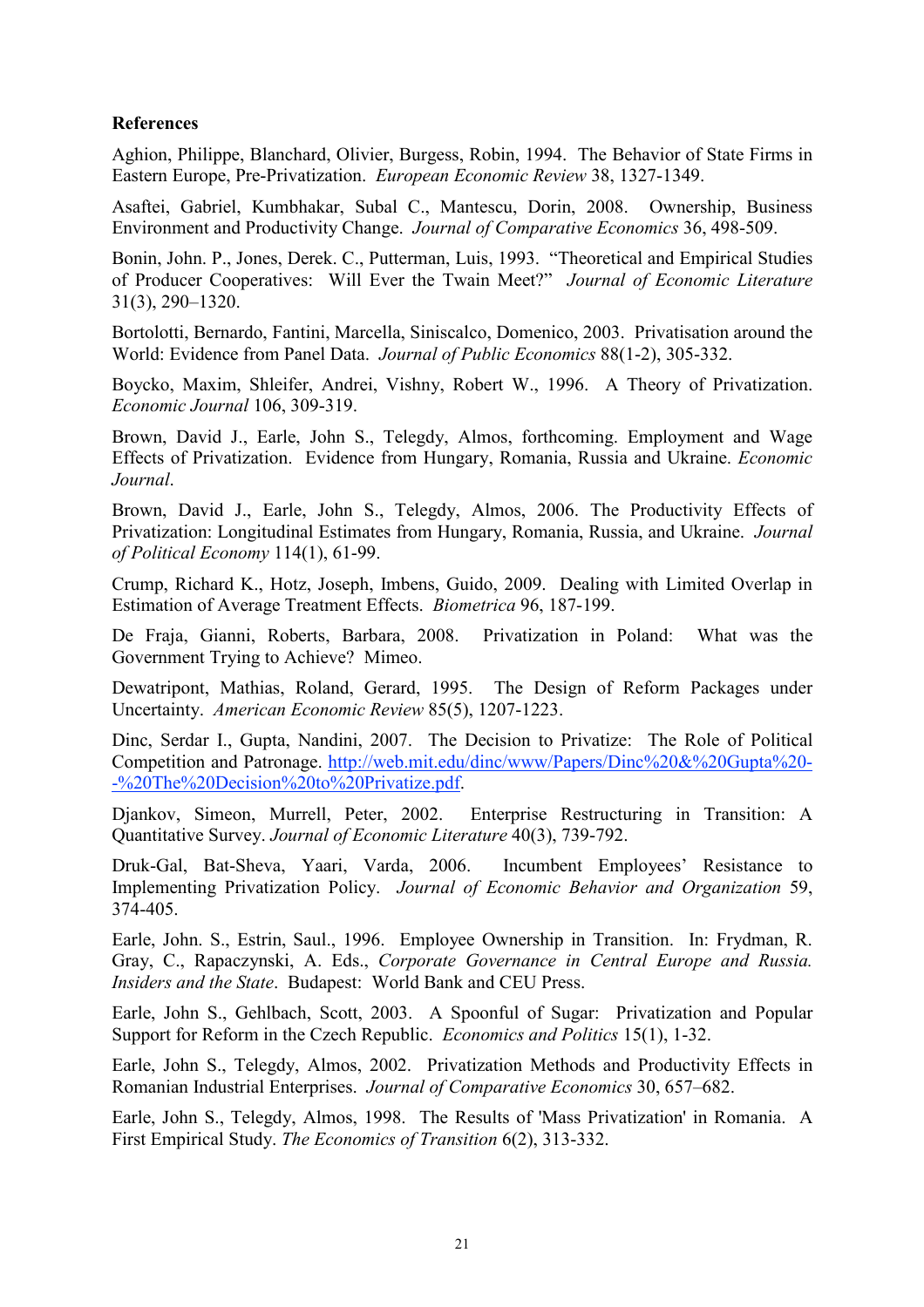**References**

Aghion, Philippe, Blanchard, Olivier, Burgess, Robin, 1994. The Behavior of State Firms in Eastern Europe, Pre-Privatization. *European Economic Review* 38, 1327-1349.

Asaftei, Gabriel, Kumbhakar, Subal C., Mantescu, Dorin, 2008. Ownership, Business Environment and Productivity Change. *Journal of Comparative Economics* 36, 498-509.

Bonin, John. P., Jones, Derek. C., Putterman, Luis, 1993. "Theoretical and Empirical Studies of Producer Cooperatives: Will Ever the Twain Meet?" *Journal of Economic Literature* 31(3), 290–1320.

Bortolotti, Bernardo, Fantini, Marcella, Siniscalco, Domenico, 2003. Privatisation around the World: Evidence from Panel Data. *Journal of Public Economics* 88(1-2), 305-332.

Boycko, Maxim, Shleifer, Andrei, Vishny, Robert W., 1996. A Theory of Privatization. *Economic Journal* 106, 309-319.

Brown, David J., Earle, John S., Telegdy, Almos, forthcoming. Employment and Wage Effects of Privatization. Evidence from Hungary, Romania, Russia and Ukraine. *Economic Journal*.

Brown, David J., Earle, John S., Telegdy, Almos, 2006. The Productivity Effects of Privatization: Longitudinal Estimates from Hungary, Romania, Russia, and Ukraine. *Journal of Political Economy* 114(1), 61-99.

Crump, Richard K., Hotz, Joseph, Imbens, Guido, 2009. Dealing with Limited Overlap in Estimation of Average Treatment Effects. *Biometrica* 96, 187-199.

De Fraja, Gianni, Roberts, Barbara, 2008. Privatization in Poland: What was the Government Trying to Achieve? Mimeo.

Dewatripont, Mathias, Roland, Gerard, 1995. The Design of Reform Packages under Uncertainty. *American Economic Review* 85(5), 1207-1223.

Dinc, Serdar I., Gupta, Nandini, 2007. The Decision to Privatize: The Role of Political Competition and Patronage. http://web.mit.edu/dinc/www/Papers/Dinc%20&%20Gupta%20--%20The%20Decision%20to%20Privatize.pdf.

Djankov, Simeon, Murrell, Peter, 2002. Enterprise Restructuring in Transition: A Quantitative Survey. *Journal of Economic Literature* 40(3), 739-792.

Druk-Gal, Bat-Sheva, Yaari, Varda, 2006. Incumbent Employees' Resistance to Implementing Privatization Policy. *Journal of Economic Behavior and Organization* 59, 374-405.

Earle, John. S., Estrin, Saul., 1996. Employee Ownership in Transition. In: Frydman, R. Gray, C., Rapaczynski, A. Eds., *Corporate Governance in Central Europe and Russia. Insiders and the State*. Budapest: World Bank and CEU Press.

Earle, John S., Gehlbach, Scott, 2003. A Spoonful of Sugar: Privatization and Popular Support for Reform in the Czech Republic. *Economics and Politics* 15(1), 1-32.

Earle, John S., Telegdy, Almos, 2002. Privatization Methods and Productivity Effects in Romanian Industrial Enterprises. *Journal of Comparative Economics* 30, 657–682.

Earle, John S., Telegdy, Almos, 1998. The Results of 'Mass Privatization' in Romania. A First Empirical Study. *The Economics of Transition* 6(2), 313-332.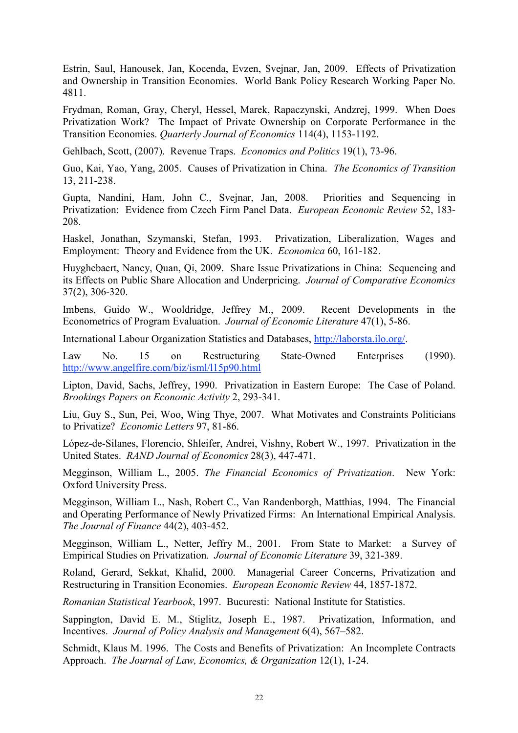Estrin, Saul, Hanousek, Jan, Kocenda, Evzen, Svejnar, Jan, 2009. Effects of Privatization and Ownership in Transition Economies. World Bank Policy Research Working Paper No. 4811.

Frydman, Roman, Gray, Cheryl, Hessel, Marek, Rapaczynski, Andzrej, 1999. When Does Privatization Work? The Impact of Private Ownership on Corporate Performance in the Transition Economies. *Quarterly Journal of Economics* 114(4), 1153-1192.

Gehlbach, Scott, (2007). Revenue Traps. *Economics and Politics* 19(1), 73-96.

Guo, Kai, Yao, Yang, 2005. Causes of Privatization in China. *The Economics of Transition* 13, 211-238.

Gupta, Nandini, Ham, John C., Svejnar, Jan, 2008. Priorities and Sequencing in Privatization: Evidence from Czech Firm Panel Data. *European Economic Review* 52, 183-208.

Haskel, Jonathan, Szymanski, Stefan, 1993. Privatization, Liberalization, Wages and Employment: Theory and Evidence from the UK. *Economica* 60, 161-182.

Huyghebaert, Nancy, Quan, Qi, 2009. Share Issue Privatizations in China: Sequencing and its Effects on Public Share Allocation and Underpricing. *Journal of Comparative Economics* 37(2), 306-320.

Imbens, Guido W., Wooldridge, Jeffrey M., 2009. Recent Developments in the Econometrics of Program Evaluation. *Journal of Economic Literature* 47(1), 5-86.

International Labour Organization Statistics and Databases, http://laborsta.ilo.org/.

Law No. 15 on Restructuring State-Owned Enterprises (1990). http://www.angelfire.com/biz/isml/l15p90.html

Lipton, David, Sachs, Jeffrey, 1990. Privatization in Eastern Europe: The Case of Poland. *Brookings Papers on Economic Activity* 2, 293-341.

Liu, Guy S., Sun, Pei, Woo, Wing Thye, 2007. What Motivates and Constraints Politicians to Privatize? *Economic Letters* 97, 81-86.

López-de-Silanes, Florencio, Shleifer, Andrei, Vishny, Robert W., 1997. Privatization in the United States. *RAND Journal of Economics* 28(3), 447-471.

Megginson, William L., 2005. *The Financial Economics of Privatization*. New York: Oxford University Press.

Megginson, William L., Nash, Robert C., Van Randenborgh, Matthias, 1994. The Financial and Operating Performance of Newly Privatized Firms: An International Empirical Analysis. *The Journal of Finance* 44(2), 403-452.

Megginson, William L., Netter, Jeffry M., 2001. From State to Market: a Survey of Empirical Studies on Privatization. *Journal of Economic Literature* 39, 321-389.

Roland, Gerard, Sekkat, Khalid, 2000. Managerial Career Concerns, Privatization and Restructuring in Transition Economies. *European Economic Review* 44, 1857-1872.

*Romanian Statistical Yearbook*, 1997. Bucuresti: National Institute for Statistics.

Sappington, David E. M., Stiglitz, Joseph E., 1987. Privatization, Information, and Incentives. *Journal of Policy Analysis and Management* 6(4), 567–582.

Schmidt, Klaus M. 1996. The Costs and Benefits of Privatization: An Incomplete Contracts Approach. *The Journal of Law, Economics, & Organization* 12(1), 1-24.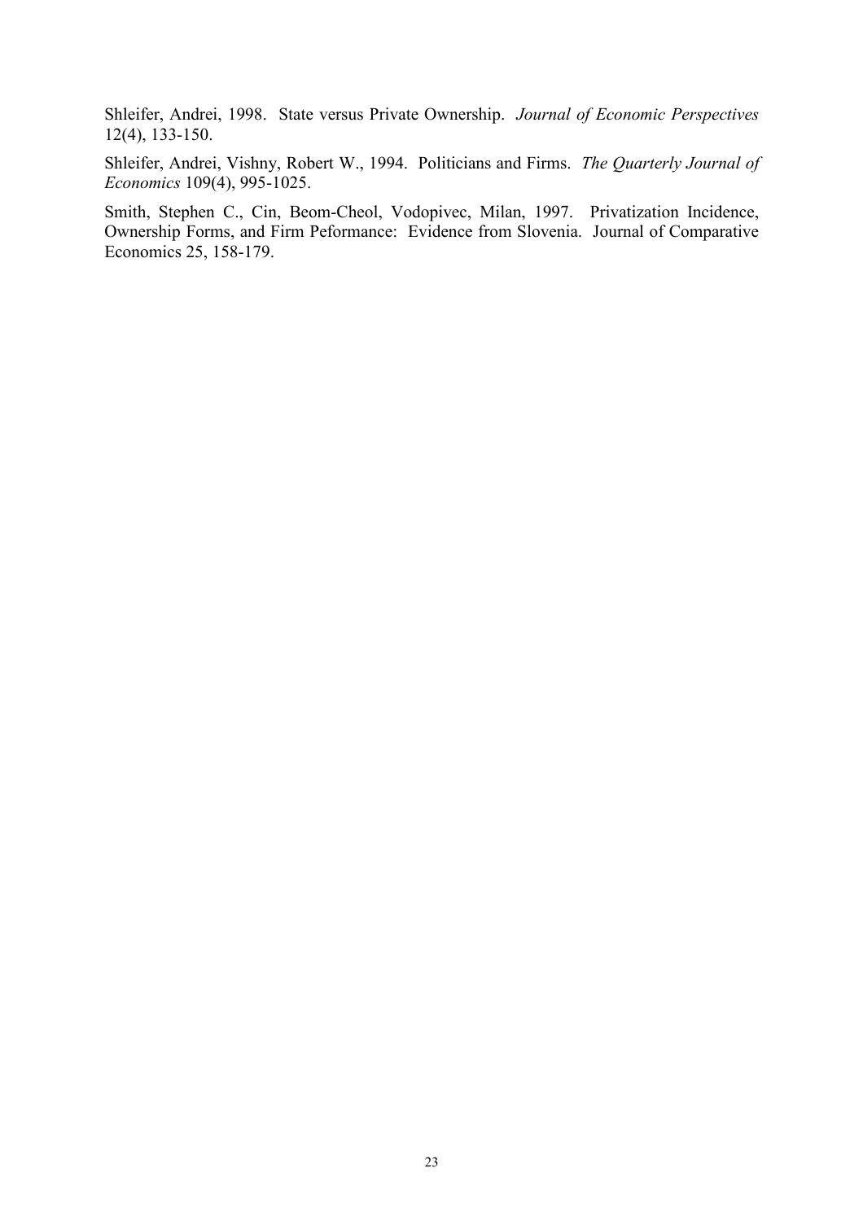Shleifer, Andrei, 1998. State versus Private Ownership. *Journal of Economic Perspectives* 12(4), 133-150.

Shleifer, Andrei, Vishny, Robert W., 1994. Politicians and Firms. *The Quarterly Journal of Economics* 109(4), 995-1025.

Smith, Stephen C., Cin, Beom-Cheol, Vodopivec, Milan, 1997. Privatization Incidence, Ownership Forms, and Firm Peformance: Evidence from Slovenia. Journal of Comparative Economics 25, 158-179.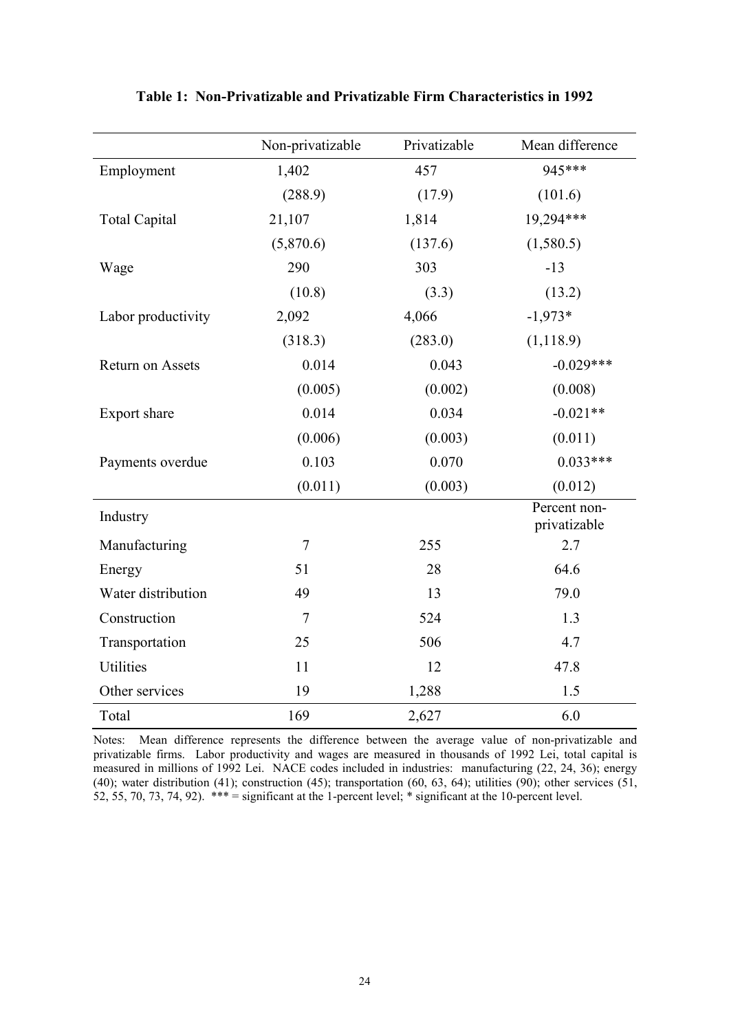**Table 1: Non-Privatizable and Privatizable Firm Characteristics in 1992**

| | Non-privatizable | Privatizable | Mean difference |
|---|---|---|---|
| Employment | 1,402 | 457 | 945*** |
| | (288.9) | (17.9) | (101.6) |
| Total Capital | 21,107 | 1,814 | 19,294*** |
| | (5,870.6) | (137.6) | (1,580.5) |
| Wage | 290 | 303 | -13 |
| | (10.8) | (3.3) | (13.2) |
| Labor productivity | 2,092 | 4,066 | -1,973* |
| | (318.3) | (283.0) | (1,118.9) |
| Return on Assets | 0.014 | 0.043 | -0.029*** |
| | (0.005) | (0.002) | (0.008) |
| Export share | 0.014 | 0.034 | -0.021** |
| | (0.006) | (0.003) | (0.011) |
| Payments overdue | 0.103 | 0.070 | 0.033*** |
| | (0.011) | (0.003) | (0.012) |
| Industry | | | Percent non-privatizable |
| Manufacturing | 7 | 255 | 2.7 |
| Energy | 51 | 28 | 64.6 |
| Water distribution | 49 | 13 | 79.0 |
| Construction | 7 | 524 | 1.3 |
| Transportation | 25 | 506 | 4.7 |
| Utilities | 11 | 12 | 47.8 |
| Other services | 19 | 1,288 | 1.5 |
| Total | 169 | 2,627 | 6.0 |

Notes: Mean difference represents the difference between the average value of non-privatizable and privatizable firms. Labor productivity and wages are measured in thousands of 1992 Lei, total capital is measured in millions of 1992 Lei. NACE codes included in industries: manufacturing (22, 24, 36); energy (40); water distribution (41); construction (45); transportation (60, 63, 64); utilities (90); other services (51, 52, 55, 70, 73, 74, 92). *** = significant at the 1-percent level; * significant at the 10-percent level.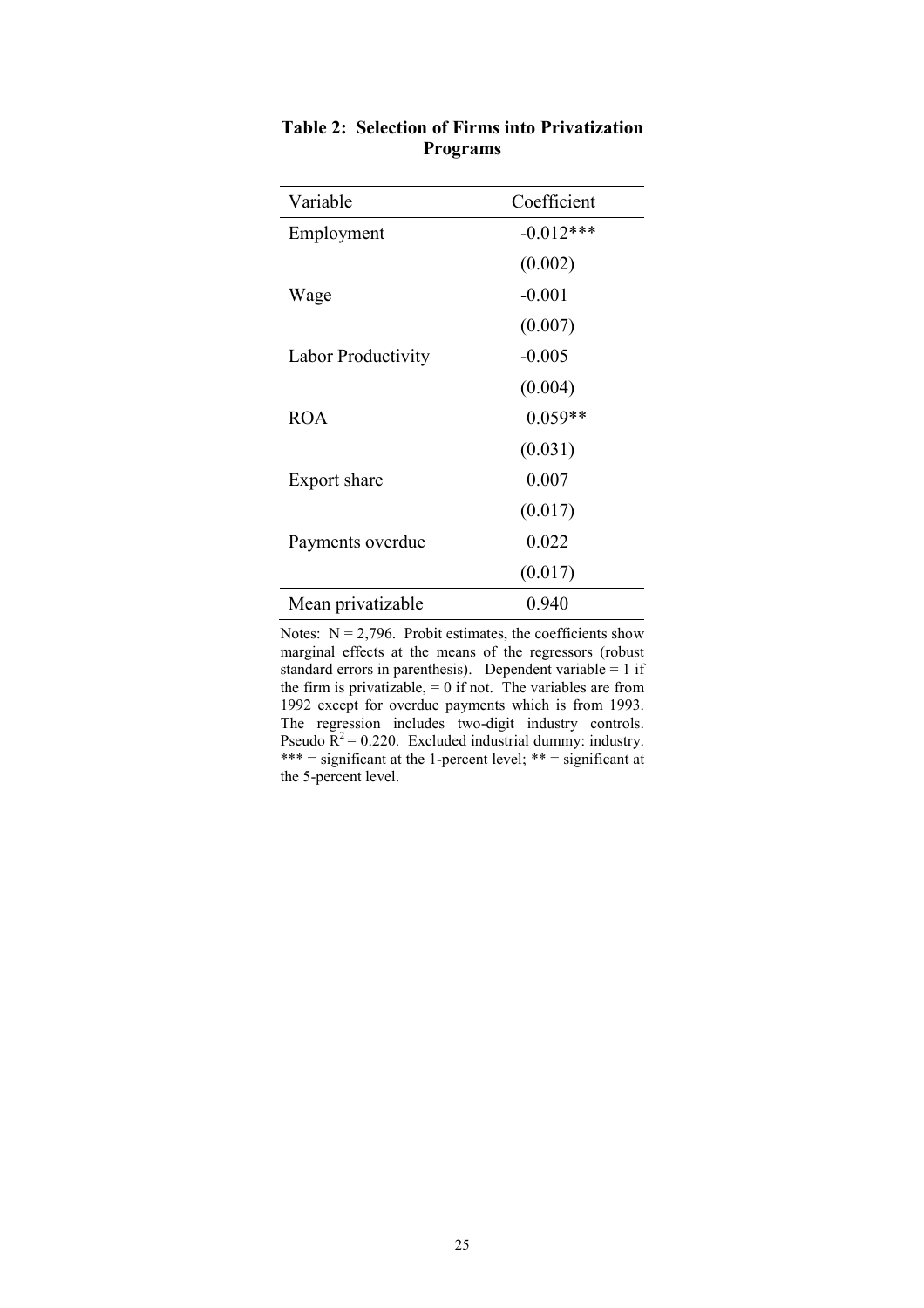**Table 2: Selection of Firms into Privatization Programs**

| Variable | Coefficient |
|---|---|
| Employment | -0.012*** |
| | (0.002) |
| Wage | -0.001 |
| | (0.007) |
| Labor Productivity | -0.005 |
| | (0.004) |
| ROA | 0.059** |
| | (0.031) |
| Export share | 0.007 |
| | (0.017) |
| Payments overdue | 0.022 |
| | (0.017) |
| Mean privatizable | 0.940 |

Notes: N = 2,796. Probit estimates, the coefficients show marginal effects at the means of the regressors (robust standard errors in parenthesis). Dependent variable = 1 if the firm is privatizable, = 0 if not. The variables are from 1992 except for overdue payments which is from 1993. The regression includes two-digit industry controls. Pseudo $R^2 = 0.220$. Excluded industrial dummy: industry. *** = significant at the 1-percent level; ** = significant at the 5-percent level.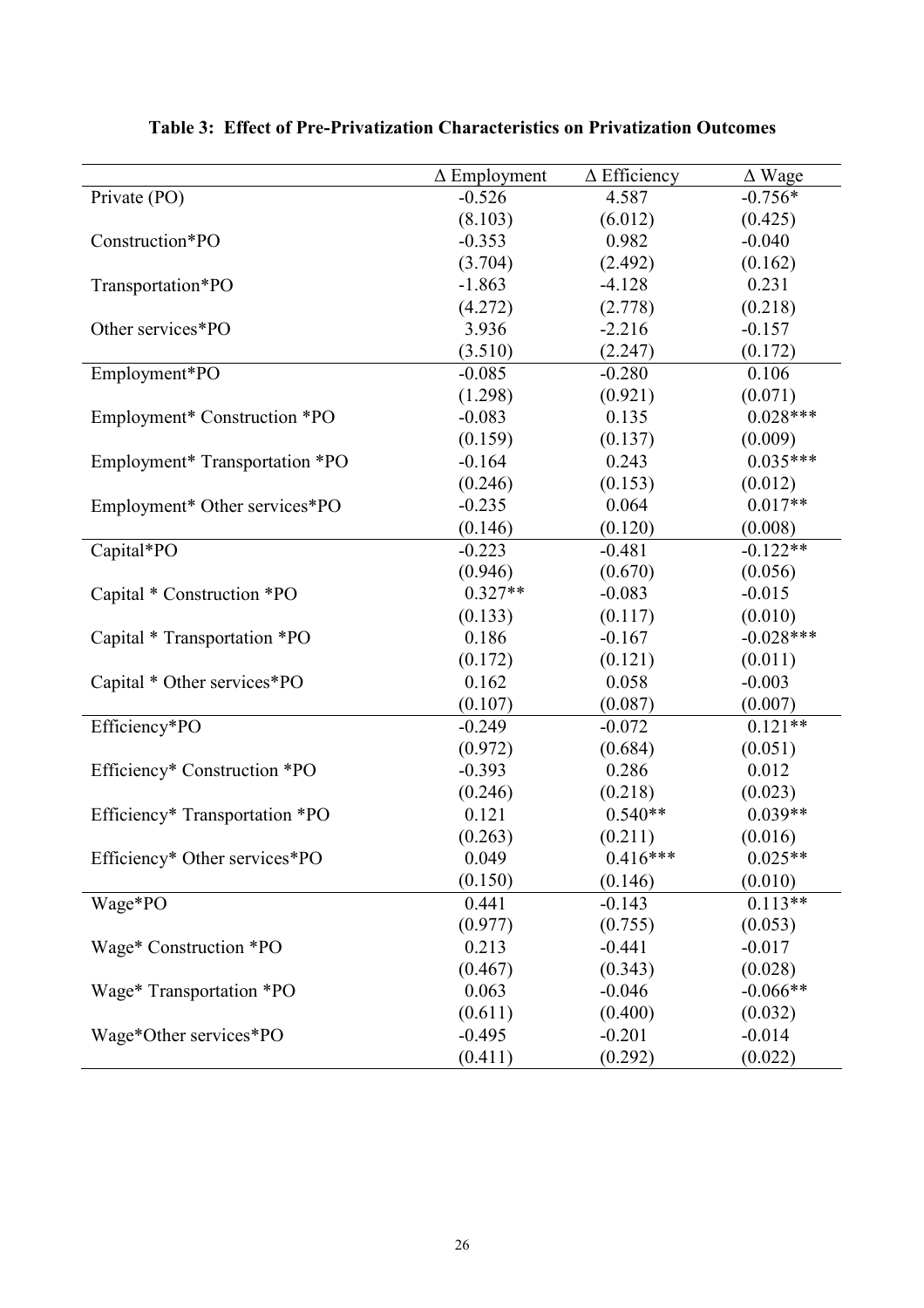**Table 3: Effect of Pre-Privatization Characteristics on Privatization Outcomes**

| | Δ Employment | Δ Efficiency | Δ Wage |
|---|---|---|---|
| Private (PO) | -0.526 | 4.587 | -0.756* |
| | (8.103) | (6.012) | (0.425) |
| Construction*PO | -0.353 | 0.982 | -0.040 |
| | (3.704) | (2.492) | (0.162) |
| Transportation*PO | -1.863 | -4.128 | 0.231 |
| | (4.272) | (2.778) | (0.218) |
| Other services*PO | 3.936 | -2.216 | -0.157 |
| | (3.510) | (2.247) | (0.172) |
| Employment*PO | -0.085 | -0.280 | 0.106 |
| | (1.298) | (0.921) | (0.071) |
| Employment* Construction *PO | -0.083 | 0.135 | 0.028*** |
| | (0.159) | (0.137) | (0.009) |
| Employment* Transportation *PO | -0.164 | 0.243 | 0.035*** |
| | (0.246) | (0.153) | (0.012) |
| Employment* Other services*PO | -0.235 | 0.064 | 0.017** |
| | (0.146) | (0.120) | (0.008) |
| Capital*PO | -0.223 | -0.481 | -0.122** |
| | (0.946) | (0.670) | (0.056) |
| Capital * Construction *PO | 0.327** | -0.083 | -0.015 |
| | (0.133) | (0.117) | (0.010) |
| Capital * Transportation *PO | 0.186 | -0.167 | -0.028*** |
| | (0.172) | (0.121) | (0.011) |
| Capital * Other services*PO | 0.162 | 0.058 | -0.003 |
| | (0.107) | (0.087) | (0.007) |
| Efficiency*PO | -0.249 | -0.072 | 0.121** |
| | (0.972) | (0.684) | (0.051) |
| Efficiency* Construction *PO | -0.393 | 0.286 | 0.012 |
| | (0.246) | (0.218) | (0.023) |
| Efficiency* Transportation *PO | 0.121 | 0.540** | 0.039** |
| | (0.263) | (0.211) | (0.016) |
| Efficiency* Other services*PO | 0.049 | 0.416*** | 0.025** |
| | (0.150) | (0.146) | (0.010) |
| Wage*PO | 0.441 | -0.143 | 0.113** |
| | (0.977) | (0.755) | (0.053) |
| Wage* Construction *PO | 0.213 | -0.441 | -0.017 |
| | (0.467) | (0.343) | (0.028) |
| Wage* Transportation *PO | 0.063 | -0.046 | -0.066** |
| | (0.611) | (0.400) | (0.032) |
| Wage*Other services*PO | -0.495 | -0.201 | -0.014 |
| | (0.411) | (0.292) | (0.022) |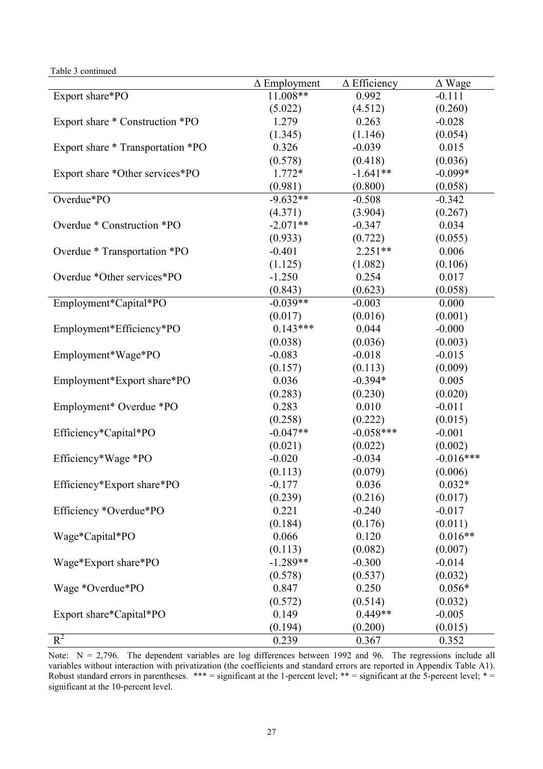Table 3 continued

| | Δ Employment | Δ Efficiency | Δ Wage |
|---|---|---|---|
| Export share*PO | 11.008** | 0.992 | -0.111 |
| | (5.022) | (4.512) | (0.260) |
| Export share * Construction *PO | 1.279 | 0.263 | -0.028 |
| | (1.345) | (1.146) | (0.054) |
| Export share * Transportation *PO | 0.326 | -0.039 | 0.015 |
| | (0.578) | (0.418) | (0.036) |
| Export share *Other services*PO | 1.772* | -1.641** | -0.099* |
| | (0.981) | (0.800) | (0.058) |
| Overdue*PO | -9.632** | -0.508 | -0.342 |
| | (4.371) | (3.904) | (0.267) |
| Overdue * Construction *PO | -2.071** | -0.347 | 0.034 |
| | (0.933) | (0.722) | (0.055) |
| Overdue * Transportation *PO | -0.401 | 2.251** | 0.006 |
| | (1.125) | (1.082) | (0.106) |
| Overdue *Other services*PO | -1.250 | 0.254 | 0.017 |
| | (0.843) | (0.623) | (0.058) |
| Employment*Capital*PO | -0.039** | -0.003 | 0.000 |
| | (0.017) | (0.016) | (0.001) |
| Employment*Efficiency*PO | 0.143*** | 0.044 | -0.000 |
| | (0.038) | (0.036) | (0.003) |
| Employment*Wage*PO | -0.083 | -0.018 | -0.015 |
| | (0.157) | (0.113) | (0.009) |
| Employment*Export share*PO | 0.036 | -0.394* | 0.005 |
| | (0.283) | (0.230) | (0.020) |
| Employment* Overdue *PO | 0.283 | 0.010 | -0.011 |
| | (0.258) | (0.222) | (0.015) |
| Efficiency*Capital*PO | -0.047** | -0.058*** | -0.001 |
| | (0.021) | (0.022) | (0.002) |
| Efficiency*Wage *PO | -0.020 | -0.034 | -0.016*** |
| | (0.113) | (0.079) | (0.006) |
| Efficiency*Export share*PO | -0.177 | 0.036 | 0.032* |
| | (0.239) | (0.216) | (0.017) |
| Efficiency *Overdue*PO | 0.221 | -0.240 | -0.017 |
| | (0.184) | (0.176) | (0.011) |
| Wage*Capital*PO | 0.066 | 0.120 | 0.016** |
| | (0.113) | (0.082) | (0.007) |
| Wage*Export share*PO | -1.289** | -0.300 | -0.014 |
| | (0.578) | (0.537) | (0.032) |
| Wage *Overdue*PO | 0.847 | 0.250 | 0.056* |
| | (0.572) | (0.514) | (0.032) |
| Export share*Capital*PO | 0.149 | 0.449** | -0.005 |
| | (0.194) | (0.200) | (0.015) |
| $R^2$ | 0.239 | 0.367 | 0.352 |

Note: N = 2,796. The dependent variables are log differences between 1992 and 96. The regressions include all variables without interaction with privatization (the coefficients and standard errors are reported in Appendix Table A1). Robust standard errors in parentheses. *** = significant at the 1-percent level; ** = significant at the 5-percent level; * = significant at the 10-percent level.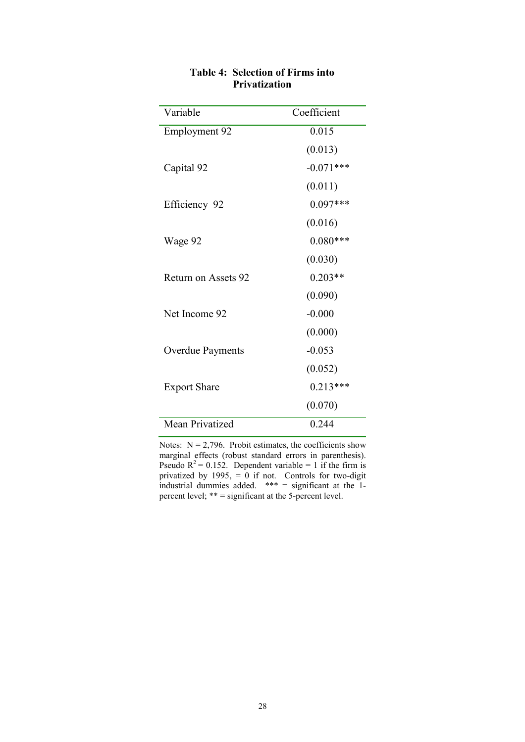**Table 4: Selection of Firms into Privatization**

| Variable | Coefficient |
|---|---|
| Employment 92 | 0.015 |
| | (0.013) |
| Capital 92 | -0.071*** |
| | (0.011) |
| Efficiency 92 | 0.097*** |
| | (0.016) |
| Wage 92 | 0.080*** |
| | (0.030) |
| Return on Assets 92 | 0.203** |
| | (0.090) |
| Net Income 92 | -0.000 |
| | (0.000) |
| Overdue Payments | -0.053 |
| | (0.052) |
| Export Share | 0.213*** |
| | (0.070) |
| Mean Privatized | 0.244 |

Notes: N = 2,796. Probit estimates, the coefficients show marginal effects (robust standard errors in parenthesis). Pseudo $R^2 = 0.152$. Dependent variable = 1 if the firm is privatized by 1995, = 0 if not. Controls for two-digit industrial dummies added. *** = significant at the 1-percent level; ** = significant at the 5-percent level.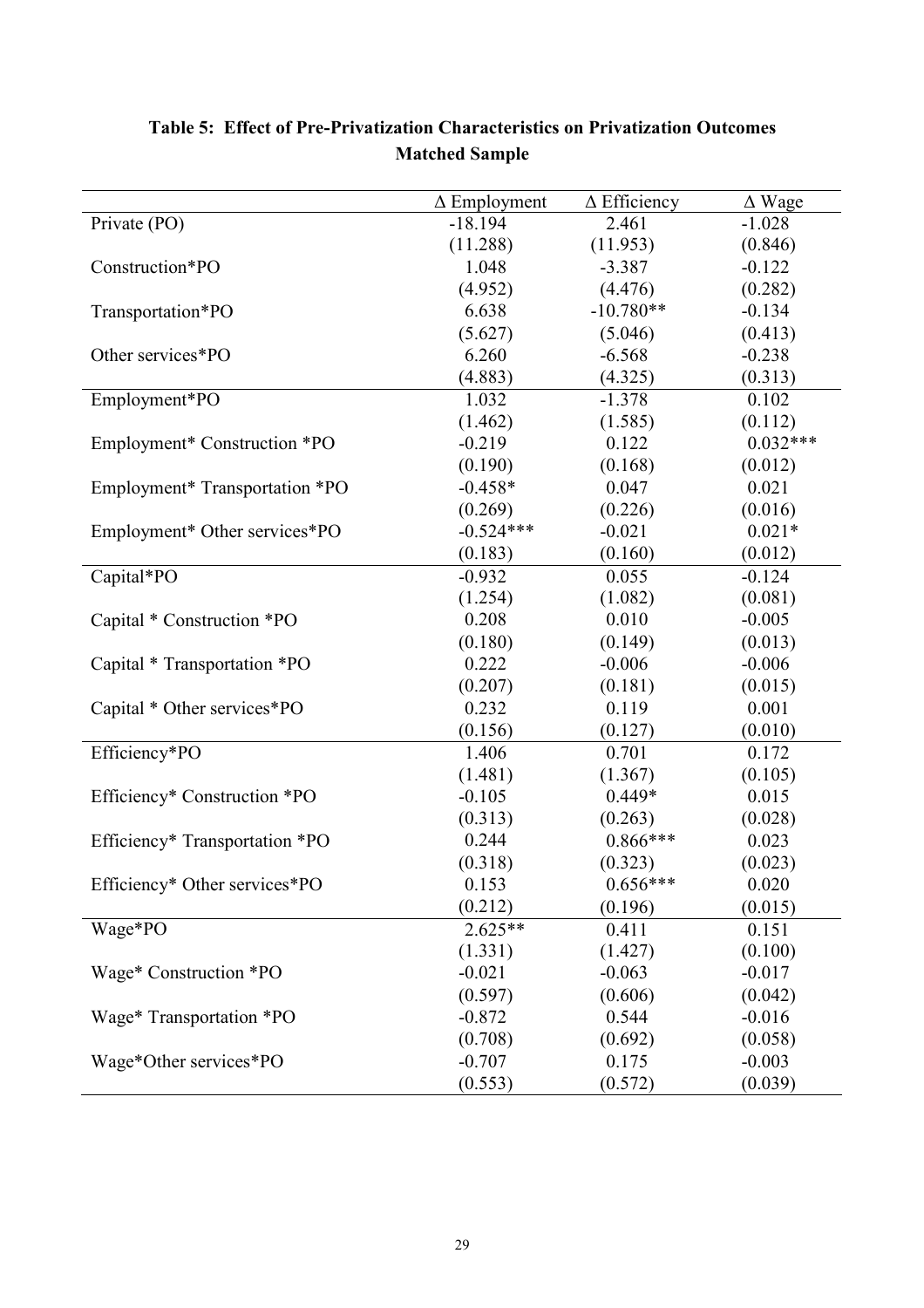**Table 5: Effect of Pre-Privatization Characteristics on Privatization Outcomes**
**Matched Sample**

| | Δ Employment | Δ Efficiency | Δ Wage |
|---|---|---|---|
| Private (PO) | -18.194 | 2.461 | -1.028 |
| | (11.288) | (11.953) | (0.846) |
| Construction*PO | 1.048 | -3.387 | -0.122 |
| | (4.952) | (4.476) | (0.282) |
| Transportation*PO | 6.638 | -10.780** | -0.134 |
| | (5.627) | (5.046) | (0.413) |
| Other services*PO | 6.260 | -6.568 | -0.238 |
| | (4.883) | (4.325) | (0.313) |
| Employment*PO | 1.032 | -1.378 | 0.102 |
| | (1.462) | (1.585) | (0.112) |
| Employment* Construction *PO | -0.219 | 0.122 | 0.032*** |
| | (0.190) | (0.168) | (0.012) |
| Employment* Transportation *PO | -0.458* | 0.047 | 0.021 |
| | (0.269) | (0.226) | (0.016) |
| Employment* Other services*PO | -0.524*** | -0.021 | 0.021* |
| | (0.183) | (0.160) | (0.012) |
| Capital*PO | -0.932 | 0.055 | -0.124 |
| | (1.254) | (1.082) | (0.081) |
| Capital * Construction *PO | 0.208 | 0.010 | -0.005 |
| | (0.180) | (0.149) | (0.013) |
| Capital * Transportation *PO | 0.222 | -0.006 | -0.006 |
| | (0.207) | (0.181) | (0.015) |
| Capital * Other services*PO | 0.232 | 0.119 | 0.001 |
| | (0.156) | (0.127) | (0.010) |
| Efficiency*PO | 1.406 | 0.701 | 0.172 |
| | (1.481) | (1.367) | (0.105) |
| Efficiency* Construction *PO | -0.105 | 0.449* | 0.015 |
| | (0.313) | (0.263) | (0.028) |
| Efficiency* Transportation *PO | 0.244 | 0.866*** | 0.023 |
| | (0.318) | (0.323) | (0.023) |
| Efficiency* Other services*PO | 0.153 | 0.656*** | 0.020 |
| | (0.212) | (0.196) | (0.015) |
| Wage*PO | 2.625** | 0.411 | 0.151 |
| | (1.331) | (1.427) | (0.100) |
| Wage* Construction *PO | -0.021 | -0.063 | -0.017 |
| | (0.597) | (0.606) | (0.042) |
| Wage* Transportation *PO | -0.872 | 0.544 | -0.016 |
| | (0.708) | (0.692) | (0.058) |
| Wage*Other services*PO | -0.707 | 0.175 | -0.003 |
| | (0.553) | (0.572) | (0.039) |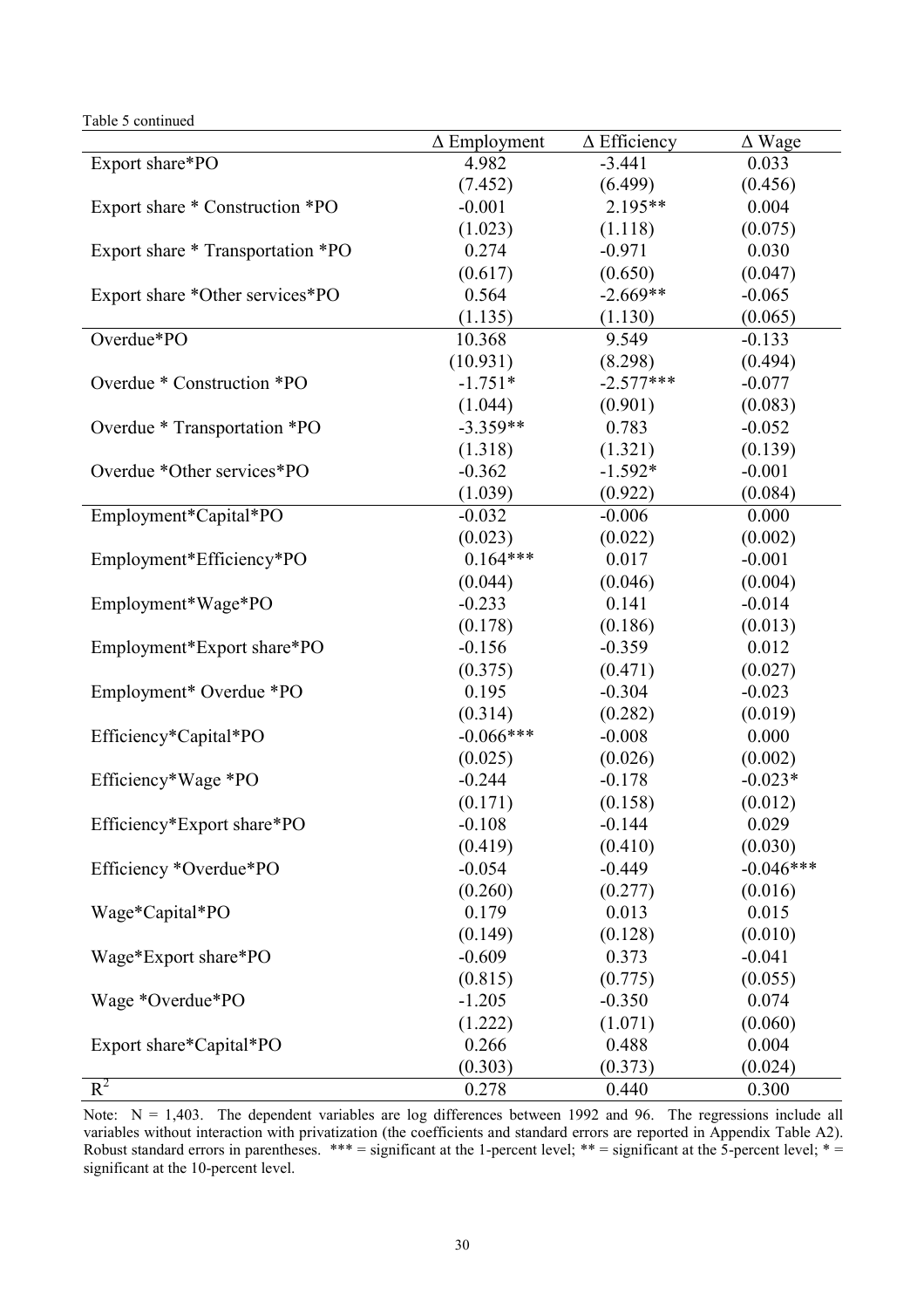Table 5 continued

| | Δ Employment | Δ Efficiency | Δ Wage |
|---|---|---|---|
| Export share*PO | 4.982 | -3.441 | 0.033 |
| | (7.452) | (6.499) | (0.456) |
| Export share * Construction *PO | -0.001 | 2.195** | 0.004 |
| | (1.023) | (1.118) | (0.075) |
| Export share * Transportation *PO | 0.274 | -0.971 | 0.030 |
| | (0.617) | (0.650) | (0.047) |
| Export share *Other services*PO | 0.564 | -2.669** | -0.065 |
| | (1.135) | (1.130) | (0.065) |
| Overdue*PO | 10.368 | 9.549 | -0.133 |
| | (10.931) | (8.298) | (0.494) |
| Overdue * Construction *PO | -1.751* | -2.577*** | -0.077 |
| | (1.044) | (0.901) | (0.083) |
| Overdue * Transportation *PO | -3.359** | 0.783 | -0.052 |
| | (1.318) | (1.321) | (0.139) |
| Overdue *Other services*PO | -0.362 | -1.592* | -0.001 |
| | (1.039) | (0.922) | (0.084) |
| Employment*Capital*PO | -0.032 | -0.006 | 0.000 |
| | (0.023) | (0.022) | (0.002) |
| Employment*Efficiency*PO | 0.164*** | 0.017 | -0.001 |
| | (0.044) | (0.046) | (0.004) |
| Employment*Wage*PO | -0.233 | 0.141 | -0.014 |
| | (0.178) | (0.186) | (0.013) |
| Employment*Export share*PO | -0.156 | -0.359 | 0.012 |
| | (0.375) | (0.471) | (0.027) |
| Employment* Overdue *PO | 0.195 | -0.304 | -0.023 |
| | (0.314) | (0.282) | (0.019) |
| Efficiency*Capital*PO | -0.066*** | -0.008 | 0.000 |
| | (0.025) | (0.026) | (0.002) |
| Efficiency*Wage *PO | -0.244 | -0.178 | -0.023* |
| | (0.171) | (0.158) | (0.012) |
| Efficiency*Export share*PO | -0.108 | -0.144 | 0.029 |
| | (0.419) | (0.410) | (0.030) |
| Efficiency *Overdue*PO | -0.054 | -0.449 | -0.046*** |
| | (0.260) | (0.277) | (0.016) |
| Wage*Capital*PO | 0.179 | 0.013 | 0.015 |
| | (0.149) | (0.128) | (0.010) |
| Wage*Export share*PO | -0.609 | 0.373 | -0.041 |
| | (0.815) | (0.775) | (0.055) |
| Wage *Overdue*PO | -1.205 | -0.350 | 0.074 |
| | (1.222) | (1.071) | (0.060) |
| Export share*Capital*PO | 0.266 | 0.488 | 0.004 |
| | (0.303) | (0.373) | (0.024) |
| $R^2$ | 0.278 | 0.440 | 0.300 |

Note: N = 1,403. The dependent variables are log differences between 1992 and 96. The regressions include all variables without interaction with privatization (the coefficients and standard errors are reported in Appendix Table A2). Robust standard errors in parentheses. *** = significant at the 1-percent level; ** = significant at the 5-percent level; * = significant at the 10-percent level.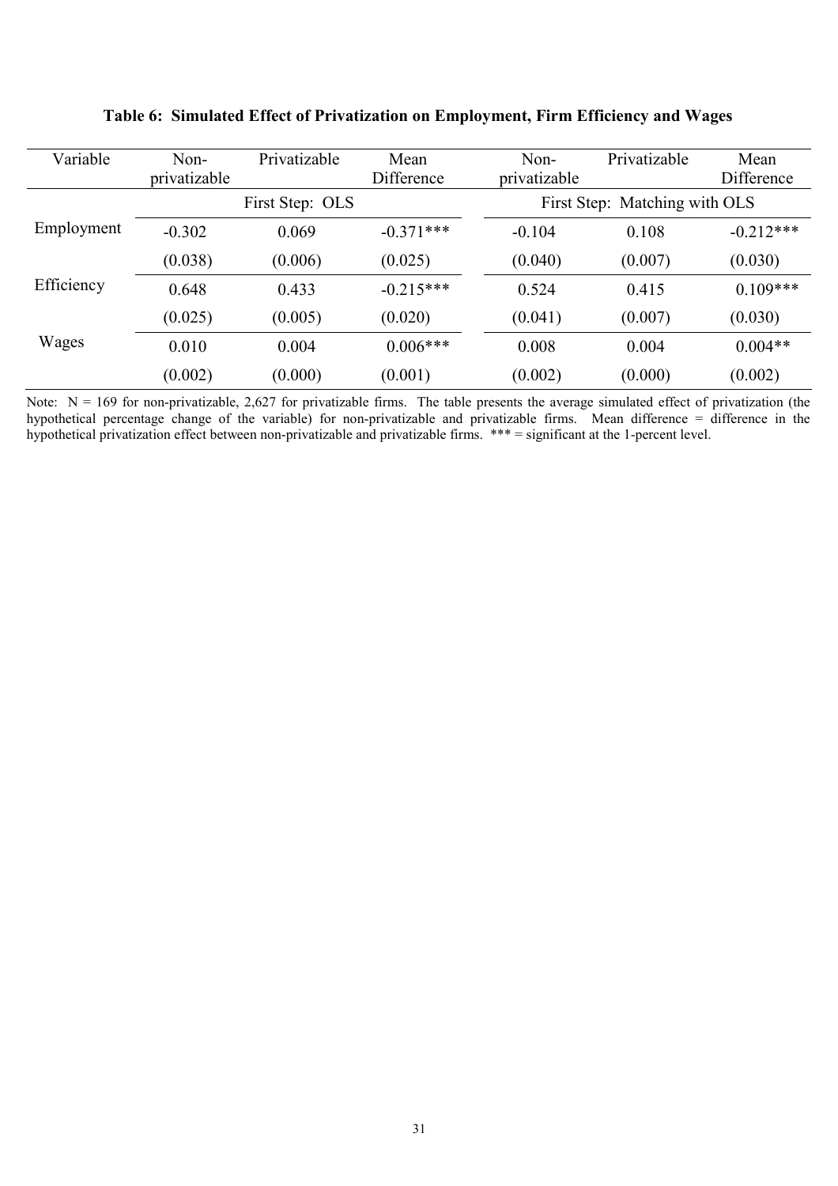**Table 6: Simulated Effect of Privatization on Employment, Firm Efficiency and Wages**

| Variable | Non-privatizable | Privatizable | Mean Difference | Non-privatizable | Privatizable | Mean Difference |
|---|---|---|---|---|---|---|
| | First Step: OLS | | | First Step: Matching with OLS | | |
| Employment | -0.302 | 0.069 | -0.371*** | -0.104 | 0.108 | -0.212*** |
| | (0.038) | (0.006) | (0.025) | (0.040) | (0.007) | (0.030) |
| Efficiency | 0.648 | 0.433 | -0.215*** | 0.524 | 0.415 | 0.109*** |
| | (0.025) | (0.005) | (0.020) | (0.041) | (0.007) | (0.030) |
| Wages | 0.010 | 0.004 | 0.006*** | 0.008 | 0.004 | 0.004** |
| | (0.002) | (0.000) | (0.001) | (0.002) | (0.000) | (0.002) |

Note: N = 169 for non-privatizable, 2,627 for privatizable firms. The table presents the average simulated effect of privatization (the hypothetical percentage change of the variable) for non-privatizable and privatizable firms. Mean difference = difference in the hypothetical privatization effect between non-privatizable and privatizable firms. *** = significant at the 1-percent level.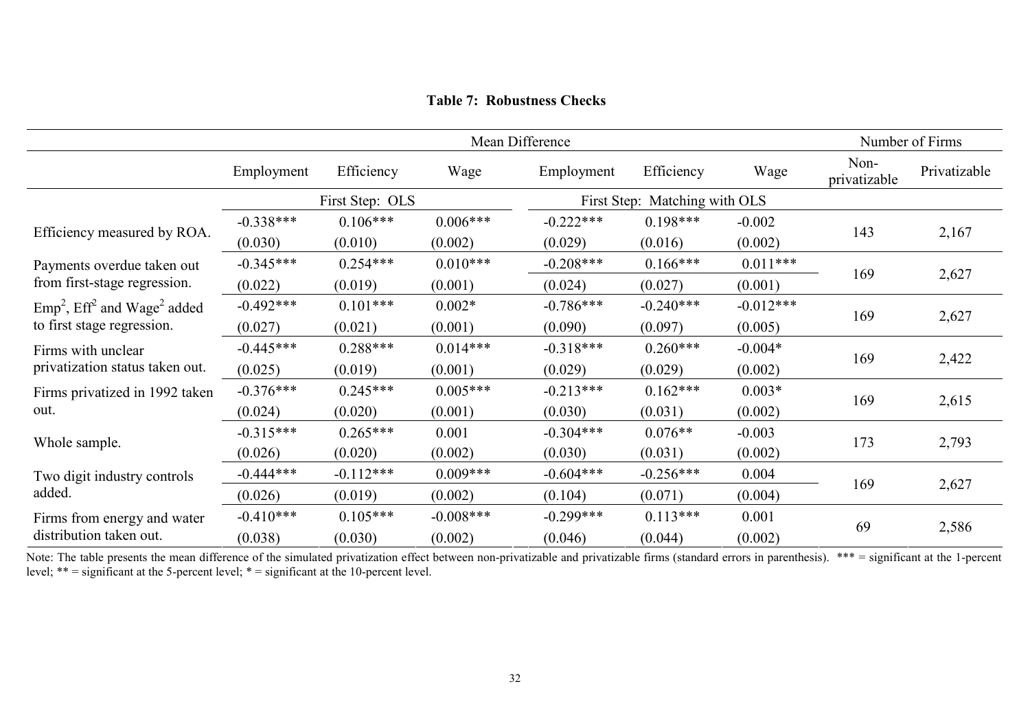**Table 7: Robustness Checks**

| | Mean Difference | | | | | | Number of Firms | |
|---|---|---|---|---|---|---|---|---|
| | Employment | Efficiency | Wage | Employment | Efficiency | Wage | Non-privatizable | Privatizable |
| | First Step: OLS | | | First Step: Matching with OLS | | | | |
| Efficiency measured by ROA. | -0.338*** | 0.106*** | 0.006*** | -0.222*** | 0.198*** | -0.002 | 143 | 2,167 |
| | (0.030) | (0.010) | (0.002) | (0.029) | (0.016) | (0.002) | | |
| Payments overdue taken out from first-stage regression. | -0.345*** | 0.254*** | 0.010*** | -0.208*** | 0.166*** | 0.011*** | 169 | 2,627 |
| | (0.022) | (0.019) | (0.001) | (0.024) | (0.027) | (0.001) | | |
| $Emp^2$, $Eff^2$ and $Wage^2$ added to first stage regression. | -0.492*** | 0.101*** | 0.002* | -0.786*** | -0.240*** | -0.012*** | 169 | 2,627 |
| | (0.027) | (0.021) | (0.001) | (0.090) | (0.097) | (0.005) | | |
| Firms with unclear privatization status taken out. | -0.445*** | 0.288*** | 0.014*** | -0.318*** | 0.260*** | -0.004* | 169 | 2,422 |
| | (0.025) | (0.019) | (0.001) | (0.029) | (0.029) | (0.002) | | |
| Firms privatized in 1992 taken out. | -0.376*** | 0.245*** | 0.005*** | -0.213*** | 0.162*** | 0.003* | 169 | 2,615 |
| | (0.024) | (0.020) | (0.001) | (0.030) | (0.031) | (0.002) | | |
| Whole sample. | -0.315*** | 0.265*** | 0.001 | -0.304*** | 0.076** | -0.003 | 173 | 2,793 |
| | (0.026) | (0.020) | (0.002) | (0.030) | (0.031) | (0.002) | | |
| Two digit industry controls added. | -0.444*** | -0.112*** | 0.009*** | -0.604*** | -0.256*** | 0.004 | 169 | 2,627 |
| | (0.026) | (0.019) | (0.002) | (0.104) | (0.071) | (0.004) | | |
| Firms from energy and water distribution taken out. | -0.410*** | 0.105*** | -0.008*** | -0.299*** | 0.113*** | 0.001 | 69 | 2,586 |
| | (0.038) | (0.030) | (0.002) | (0.046) | (0.044) | (0.002) | | |

Note: The table presents the mean difference of the simulated privatization effect between non-privatizable and privatizable firms (standard errors in parenthesis). *** = significant at the 1-percent level; ** = significant at the 5-percent level; * = significant at the 10-percent level.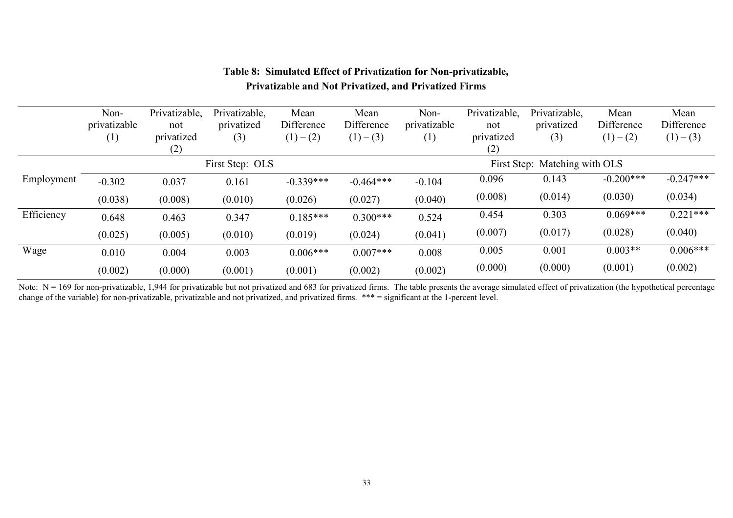**Table 8: Simulated Effect of Privatization for Non-privatizable, Privatizable and Not Privatized, and Privatized Firms**

| | Non-privatizable (1) | Privatizable, not privatized (2) | Privatizable, privatized (3) | Mean Difference (1) – (2) | Mean Difference (1) – (3) | Non-privatizable (1) | Privatizable, not privatized (2) | Privatizable, privatized (3) | Mean Difference (1) – (2) | Mean Difference (1) – (3) |
|---|---|---|---|---|---|---|---|---|---|---|
| | First Step: OLS | | | | | First Step: Matching with OLS | | | | |
| Employment | -0.302 | 0.037 | 0.161 | -0.339*** | -0.464*** | -0.104 | 0.096 | 0.143 | -0.200*** | -0.247*** |
| | (0.038) | (0.008) | (0.010) | (0.026) | (0.027) | (0.040) | (0.008) | (0.014) | (0.030) | (0.034) |
| Efficiency | 0.648 | 0.463 | 0.347 | 0.185*** | 0.300*** | 0.524 | 0.454 | 0.303 | 0.069*** | 0.221*** |
| | (0.025) | (0.005) | (0.010) | (0.019) | (0.024) | (0.041) | (0.007) | (0.017) | (0.028) | (0.040) |
| Wage | 0.010 | 0.004 | 0.003 | 0.006*** | 0.007*** | 0.008 | 0.005 | 0.001 | 0.003** | 0.006*** |
| | (0.002) | (0.000) | (0.001) | (0.001) | (0.002) | (0.002) | (0.000) | (0.000) | (0.001) | (0.002) |

Note: N = 169 for non-privatizable, 1,944 for privatizable but not privatized and 683 for privatized firms. The table presents the average simulated effect of privatization (the hypothetical percentage change of the variable) for non-privatizable, privatizable and not privatized, and privatized firms. *** = significant at the 1-percent level.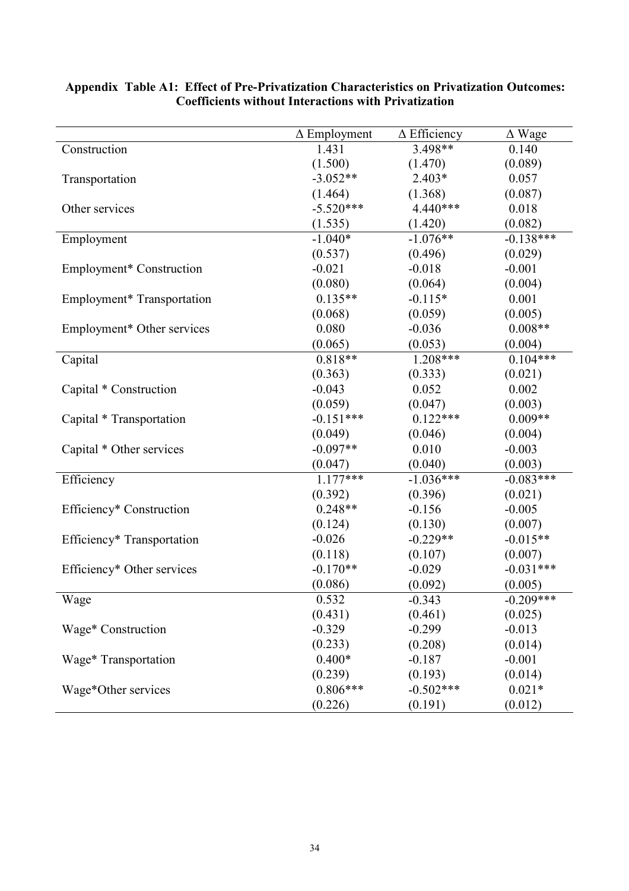**Appendix Table A1: Effect of Pre-Privatization Characteristics on Privatization Outcomes: Coefficients without Interactions with Privatization**

| | Δ Employment | Δ Efficiency | Δ Wage |
|---|---|---|---|
| Construction | 1.431 | 3.498** | 0.140 |
| | (1.500) | (1.470) | (0.089) |
| Transportation | -3.052** | 2.403* | 0.057 |
| | (1.464) | (1.368) | (0.087) |
| Other services | -5.520*** | 4.440*** | 0.018 |
| | (1.535) | (1.420) | (0.082) |
| Employment | -1.040* | -1.076** | -0.138*** |
| | (0.537) | (0.496) | (0.029) |
| Employment* Construction | -0.021 | -0.018 | -0.001 |
| | (0.080) | (0.064) | (0.004) |
| Employment* Transportation | 0.135** | -0.115* | 0.001 |
| | (0.068) | (0.059) | (0.005) |
| Employment* Other services | 0.080 | -0.036 | 0.008** |
| | (0.065) | (0.053) | (0.004) |
| Capital | 0.818** | 1.208*** | 0.104*** |
| | (0.363) | (0.333) | (0.021) |
| Capital * Construction | -0.043 | 0.052 | 0.002 |
| | (0.059) | (0.047) | (0.003) |
| Capital * Transportation | -0.151*** | 0.122*** | 0.009** |
| | (0.049) | (0.046) | (0.004) |
| Capital * Other services | -0.097** | 0.010 | -0.003 |
| | (0.047) | (0.040) | (0.003) |
| Efficiency | 1.177*** | -1.036*** | -0.083*** |
| | (0.392) | (0.396) | (0.021) |
| Efficiency* Construction | 0.248** | -0.156 | -0.005 |
| | (0.124) | (0.130) | (0.007) |
| Efficiency* Transportation | -0.026 | -0.229** | -0.015** |
| | (0.118) | (0.107) | (0.007) |
| Efficiency* Other services | -0.170** | -0.029 | -0.031*** |
| | (0.086) | (0.092) | (0.005) |
| Wage | 0.532 | -0.343 | -0.209*** |
| | (0.431) | (0.461) | (0.025) |
| Wage* Construction | -0.329 | -0.299 | -0.013 |
| | (0.233) | (0.208) | (0.014) |
| Wage* Transportation | 0.400* | -0.187 | -0.001 |
| | (0.239) | (0.193) | (0.014) |
| Wage*Other services | 0.806*** | -0.502*** | 0.021* |
| | (0.226) | (0.191) | (0.012) |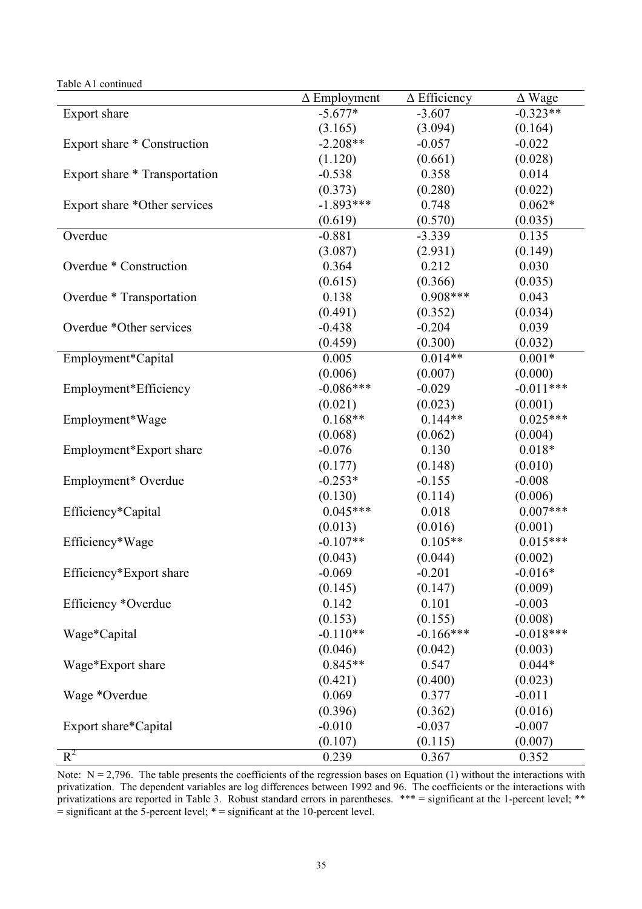Table A1 continued

| | Δ Employment | Δ Efficiency | Δ Wage |
|---|---|---|---|
| Export share | -5.677* | -3.607 | -0.323** |
| | (3.165) | (3.094) | (0.164) |
| Export share * Construction | -2.208** | -0.057 | -0.022 |
| | (1.120) | (0.661) | (0.028) |
| Export share * Transportation | -0.538 | 0.358 | 0.014 |
| | (0.373) | (0.280) | (0.022) |
| Export share *Other services | -1.893*** | 0.748 | 0.062* |
| | (0.619) | (0.570) | (0.035) |
| Overdue | -0.881 | -3.339 | 0.135 |
| | (3.087) | (2.931) | (0.149) |
| Overdue * Construction | 0.364 | 0.212 | 0.030 |
| | (0.615) | (0.366) | (0.035) |
| Overdue * Transportation | 0.138 | 0.908*** | 0.043 |
| | (0.491) | (0.352) | (0.034) |
| Overdue *Other services | -0.438 | -0.204 | 0.039 |
| | (0.459) | (0.300) | (0.032) |
| Employment*Capital | 0.005 | 0.014** | 0.001* |
| | (0.006) | (0.007) | (0.000) |
| Employment*Efficiency | -0.086*** | -0.029 | -0.011*** |
| | (0.021) | (0.023) | (0.001) |
| Employment*Wage | 0.168** | 0.144** | 0.025*** |
| | (0.068) | (0.062) | (0.004) |
| Employment*Export share | -0.076 | 0.130 | 0.018* |
| | (0.177) | (0.148) | (0.010) |
| Employment* Overdue | -0.253* | -0.155 | -0.008 |
| | (0.130) | (0.114) | (0.006) |
| Efficiency*Capital | 0.045*** | 0.018 | 0.007*** |
| | (0.013) | (0.016) | (0.001) |
| Efficiency*Wage | -0.107** | 0.105** | 0.015*** |
| | (0.043) | (0.044) | (0.002) |
| Efficiency*Export share | -0.069 | -0.201 | -0.016* |
| | (0.145) | (0.147) | (0.009) |
| Efficiency *Overdue | 0.142 | 0.101 | -0.003 |
| | (0.153) | (0.155) | (0.008) |
| Wage*Capital | -0.110** | -0.166*** | -0.018*** |
| | (0.046) | (0.042) | (0.003) |
| Wage*Export share | 0.845** | 0.547 | 0.044* |
| | (0.421) | (0.400) | (0.023) |
| Wage *Overdue | 0.069 | 0.377 | -0.011 |
| | (0.396) | (0.362) | (0.016) |
| Export share*Capital | -0.010 | -0.037 | -0.007 |
| | (0.107) | (0.115) | (0.007) |
| $R^2$ | 0.239 | 0.367 | 0.352 |

Note: N = 2,796. The table presents the coefficients of the regression bases on Equation (1) without the interactions with privatization. The dependent variables are log differences between 1992 and 96. The coefficients or the interactions with privatizations are reported in Table 3. Robust standard errors in parentheses. *** = significant at the 1-percent level; ** = significant at the 5-percent level; * = significant at the 10-percent level.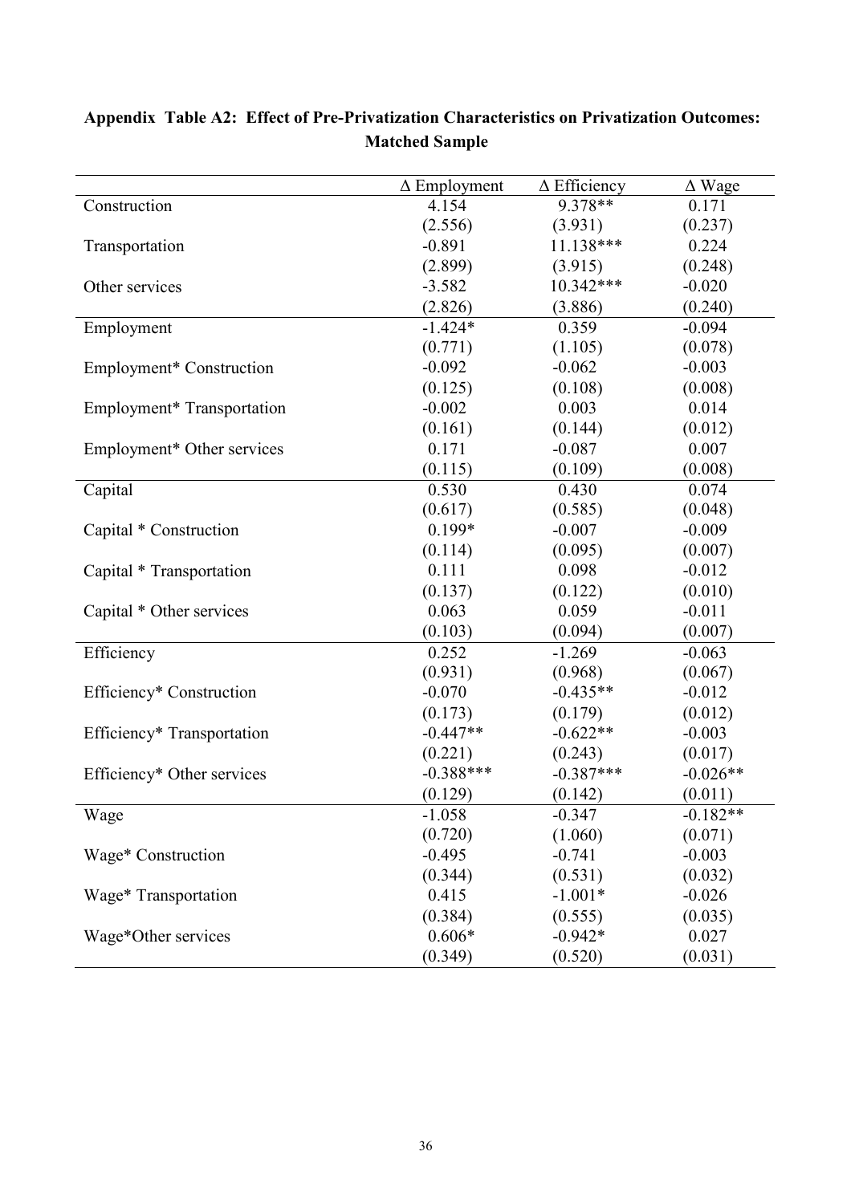## Appendix Table A2: Effect of Pre-Privatization Characteristics on Privatization Outcomes: Matched Sample

| | Δ Employment | Δ Efficiency | Δ Wage |
|---|---|---|---|
| Construction | 4.154 | 9.378** | 0.171 |
| | (2.556) | (3.931) | (0.237) |
| Transportation | -0.891 | 11.138*** | 0.224 |
| | (2.899) | (3.915) | (0.248) |
| Other services | -3.582 | 10.342*** | -0.020 |
| | (2.826) | (3.886) | (0.240) |
| Employment | -1.424* | 0.359 | -0.094 |
| | (0.771) | (1.105) | (0.078) |
| Employment* Construction | -0.092 | -0.062 | -0.003 |
| | (0.125) | (0.108) | (0.008) |
| Employment* Transportation | -0.002 | 0.003 | 0.014 |
| | (0.161) | (0.144) | (0.012) |
| Employment* Other services | 0.171 | -0.087 | 0.007 |
| | (0.115) | (0.109) | (0.008) |
| Capital | 0.530 | 0.430 | 0.074 |
| | (0.617) | (0.585) | (0.048) |
| Capital * Construction | 0.199* | -0.007 | -0.009 |
| | (0.114) | (0.095) | (0.007) |
| Capital * Transportation | 0.111 | 0.098 | -0.012 |
| | (0.137) | (0.122) | (0.010) |
| Capital * Other services | 0.063 | 0.059 | -0.011 |
| | (0.103) | (0.094) | (0.007) |
| Efficiency | 0.252 | -1.269 | -0.063 |
| | (0.931) | (0.968) | (0.067) |
| Efficiency* Construction | -0.070 | -0.435** | -0.012 |
| | (0.173) | (0.179) | (0.012) |
| Efficiency* Transportation | -0.447** | -0.622** | -0.003 |
| | (0.221) | (0.243) | (0.017) |
| Efficiency* Other services | -0.388*** | -0.387*** | -0.026** |
| | (0.129) | (0.142) | (0.011) |
| Wage | -1.058 | -0.347 | -0.182** |
| | (0.720) | (1.060) | (0.071) |
| Wage* Construction | -0.495 | -0.741 | -0.003 |
| | (0.344) | (0.531) | (0.032) |
| Wage* Transportation | 0.415 | -1.001* | -0.026 |
| | (0.384) | (0.555) | (0.035) |
| Wage*Other services | 0.606* | -0.942* | 0.027 |
| | (0.349) | (0.520) | (0.031) |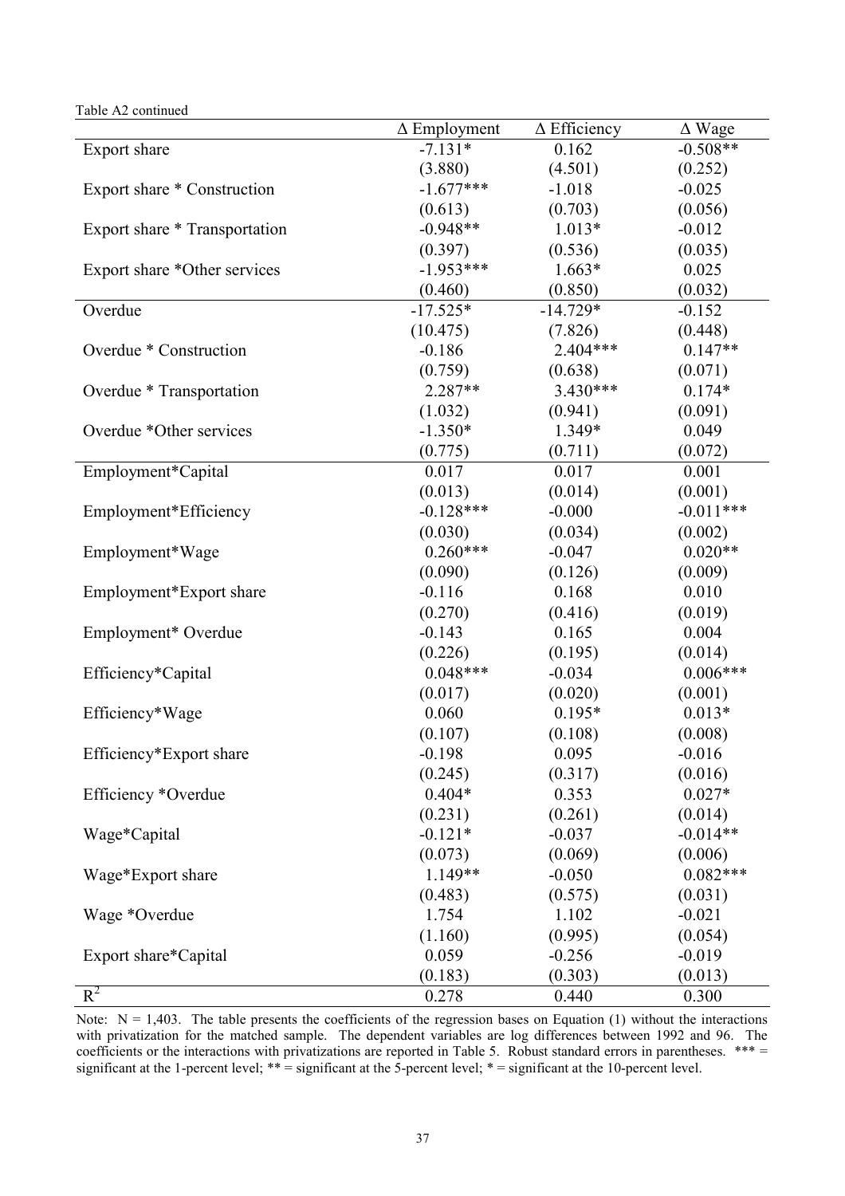Table A2 continued

| | Δ Employment | Δ Efficiency | Δ Wage |
|---|---|---|---|
| Export share | -7.131* | 0.162 | -0.508** |
| | (3.880) | (4.501) | (0.252) |
| Export share * Construction | -1.677*** | -1.018 | -0.025 |
| | (0.613) | (0.703) | (0.056) |
| Export share * Transportation | -0.948** | 1.013* | -0.012 |
| | (0.397) | (0.536) | (0.035) |
| Export share *Other services | -1.953*** | 1.663* | 0.025 |
| | (0.460) | (0.850) | (0.032) |
| Overdue | -17.525* | -14.729* | -0.152 |
| | (10.475) | (7.826) | (0.448) |
| Overdue * Construction | -0.186 | 2.404*** | 0.147** |
| | (0.759) | (0.638) | (0.071) |
| Overdue * Transportation | 2.287** | 3.430*** | 0.174* |
| | (1.032) | (0.941) | (0.091) |
| Overdue *Other services | -1.350* | 1.349* | 0.049 |
| | (0.775) | (0.711) | (0.072) |
| Employment*Capital | 0.017 | 0.017 | 0.001 |
| | (0.013) | (0.014) | (0.001) |
| Employment*Efficiency | -0.128*** | -0.000 | -0.011*** |
| | (0.030) | (0.034) | (0.002) |
| Employment*Wage | 0.260*** | -0.047 | 0.020** |
| | (0.090) | (0.126) | (0.009) |
| Employment*Export share | -0.116 | 0.168 | 0.010 |
| | (0.270) | (0.416) | (0.019) |
| Employment* Overdue | -0.143 | 0.165 | 0.004 |
| | (0.226) | (0.195) | (0.014) |
| Efficiency*Capital | 0.048*** | -0.034 | 0.006*** |
| | (0.017) | (0.020) | (0.001) |
| Efficiency*Wage | 0.060 | 0.195* | 0.013* |
| | (0.107) | (0.108) | (0.008) |
| Efficiency*Export share | -0.198 | 0.095 | -0.016 |
| | (0.245) | (0.317) | (0.016) |
| Efficiency *Overdue | 0.404* | 0.353 | 0.027* |
| | (0.231) | (0.261) | (0.014) |
| Wage*Capital | -0.121* | -0.037 | -0.014** |
| | (0.073) | (0.069) | (0.006) |
| Wage*Export share | 1.149** | -0.050 | 0.082*** |
| | (0.483) | (0.575) | (0.031) |
| Wage *Overdue | 1.754 | 1.102 | -0.021 |
| | (1.160) | (0.995) | (0.054) |
| Export share*Capital | 0.059 | -0.256 | -0.019 |
| | (0.183) | (0.303) | (0.013) |
| $R^2$ | 0.278 | 0.440 | 0.300 |

Note: N = 1,403. The table presents the coefficients of the regression bases on Equation (1) without the interactions with privatization for the matched sample. The dependent variables are log differences between 1992 and 96. The coefficients or the interactions with privatizations are reported in Table 5. Robust standard errors in parentheses. *** = significant at the 1-percent level; ** = significant at the 5-percent level; * = significant at the 10-percent level.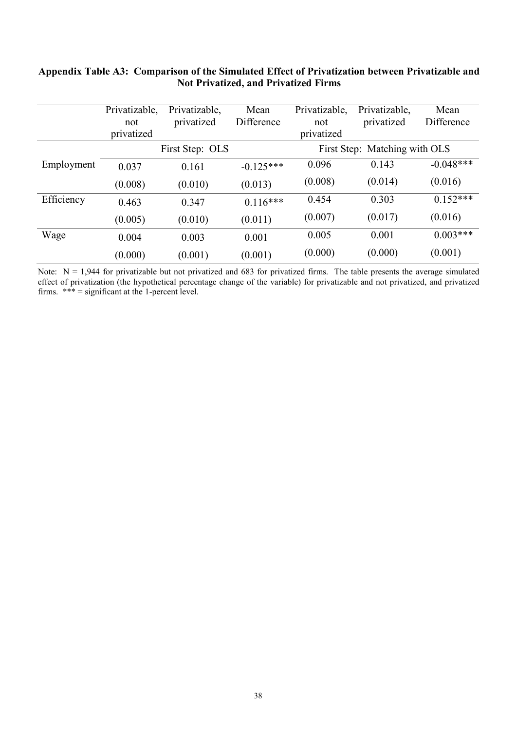**Appendix Table A3: Comparison of the Simulated Effect of Privatization between Privatizable and Not Privatized, and Privatized Firms**

| | Privatizable, not privatized | Privatizable, privatized | Mean Difference | Privatizable, not privatized | Privatizable, privatized | Mean Difference |
|---|---|---|---|---|---|---|
| | First Step: OLS | | | First Step: Matching with OLS | | |
| Employment | 0.037 | 0.161 | -0.125*** | 0.096 | 0.143 | -0.048*** |
| | (0.008) | (0.010) | (0.013) | (0.008) | (0.014) | (0.016) |
| Efficiency | 0.463 | 0.347 | 0.116*** | 0.454 | 0.303 | 0.152*** |
| | (0.005) | (0.010) | (0.011) | (0.007) | (0.017) | (0.016) |
| Wage | 0.004 | 0.003 | 0.001 | 0.005 | 0.001 | 0.003*** |
| | (0.000) | (0.001) | (0.001) | (0.000) | (0.000) | (0.001) |

Note: N = 1,944 for privatizable but not privatized and 683 for privatized firms. The table presents the average simulated effect of privatization (the hypothetical percentage change of the variable) for privatizable and not privatized, and privatized firms. *** = significant at the 1-percent level.